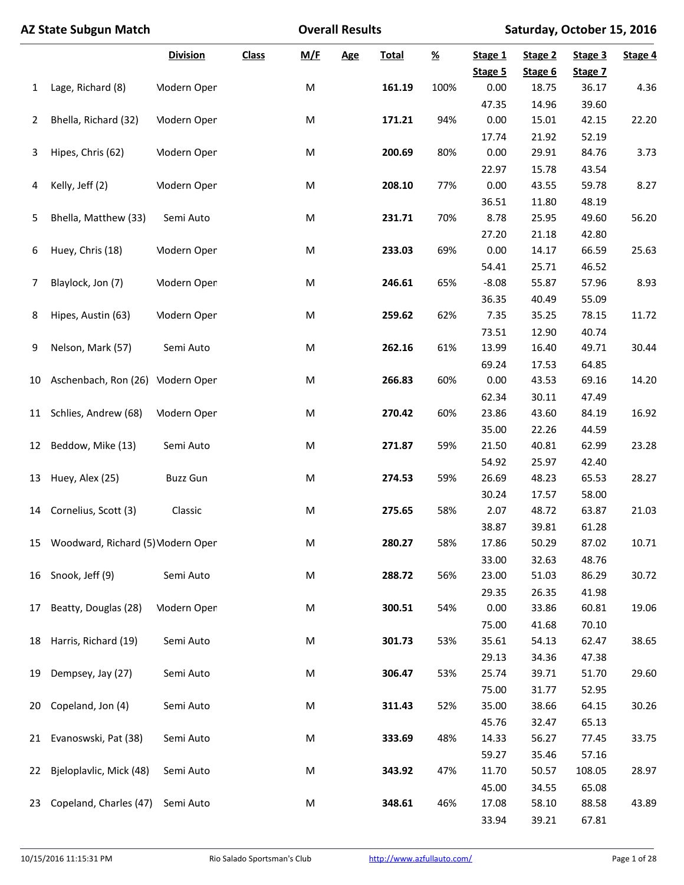# AZ State Subgun Match

## Overall Results

**Saturday, October 15, 2016**

| | | Division | Class | M/F | Age | Total | % | Stage 1 / Stage 5 | Stage 2 / Stage 6 | Stage 3 / Stage 7 | Stage 4 |
|---|---|---|---|---|---|---|---|---|---|---|---|
| 1 | Lage, Richard (8) | Modern Oper | | M | | **161.19** | 100% | 0.00 | 18.75 | 36.17 | 4.36 |
| | | | | | | | | 47.35 | 14.96 | 39.60 | |
| 2 | Bhella, Richard (32) | Modern Oper | | M | | **171.21** | 94% | 0.00 | 15.01 | 42.15 | 22.20 |
| | | | | | | | | 17.74 | 21.92 | 52.19 | |
| 3 | Hipes, Chris (62) | Modern Oper | | M | | **200.69** | 80% | 0.00 | 29.91 | 84.76 | 3.73 |
| | | | | | | | | 22.97 | 15.78 | 43.54 | |
| 4 | Kelly, Jeff (2) | Modern Oper | | M | | **208.10** | 77% | 0.00 | 43.55 | 59.78 | 8.27 |
| | | | | | | | | 36.51 | 11.80 | 48.19 | |
| 5 | Bhella, Matthew (33) | Semi Auto | | M | | **231.71** | 70% | 8.78 | 25.95 | 49.60 | 56.20 |
| | | | | | | | | 27.20 | 21.18 | 42.80 | |
| 6 | Huey, Chris (18) | Modern Oper | | M | | **233.03** | 69% | 0.00 | 14.17 | 66.59 | 25.63 |
| | | | | | | | | 54.41 | 25.71 | 46.52 | |
| 7 | Blaylock, Jon (7) | Modern Oper | | M | | **246.61** | 65% | -8.08 | 55.87 | 57.96 | 8.93 |
| | | | | | | | | 36.35 | 40.49 | 55.09 | |
| 8 | Hipes, Austin (63) | Modern Oper | | M | | **259.62** | 62% | 7.35 | 35.25 | 78.15 | 11.72 |
| | | | | | | | | 73.51 | 12.90 | 40.74 | |
| 9 | Nelson, Mark (57) | Semi Auto | | M | | **262.16** | 61% | 13.99 | 16.40 | 49.71 | 30.44 |
| | | | | | | | | 69.24 | 17.53 | 64.85 | |
| 10 | Aschenbach, Ron (26) | Modern Oper | | M | | **266.83** | 60% | 0.00 | 43.53 | 69.16 | 14.20 |
| | | | | | | | | 62.34 | 30.11 | 47.49 | |
| 11 | Schlies, Andrew (68) | Modern Oper | | M | | **270.42** | 60% | 23.86 | 43.60 | 84.19 | 16.92 |
| | | | | | | | | 35.00 | 22.26 | 44.59 | |
| 12 | Beddow, Mike (13) | Semi Auto | | M | | **271.87** | 59% | 21.50 | 40.81 | 62.99 | 23.28 |
| | | | | | | | | 54.92 | 25.97 | 42.40 | |
| 13 | Huey, Alex (25) | Buzz Gun | | M | | **274.53** | 59% | 26.69 | 48.23 | 65.53 | 28.27 |
| | | | | | | | | 30.24 | 17.57 | 58.00 | |
| 14 | Cornelius, Scott (3) | Classic | | M | | **275.65** | 58% | 2.07 | 48.72 | 63.87 | 21.03 |
| | | | | | | | | 38.87 | 39.81 | 61.28 | |
| 15 | Woodward, Richard (5) | Modern Oper | | M | | **280.27** | 58% | 17.86 | 50.29 | 87.02 | 10.71 |
| | | | | | | | | 33.00 | 32.63 | 48.76 | |
| 16 | Snook, Jeff (9) | Semi Auto | | M | | **288.72** | 56% | 23.00 | 51.03 | 86.29 | 30.72 |
| | | | | | | | | 29.35 | 26.35 | 41.98 | |
| 17 | Beatty, Douglas (28) | Modern Oper | | M | | **300.51** | 54% | 0.00 | 33.86 | 60.81 | 19.06 |
| | | | | | | | | 75.00 | 41.68 | 70.10 | |
| 18 | Harris, Richard (19) | Semi Auto | | M | | **301.73** | 53% | 35.61 | 54.13 | 62.47 | 38.65 |
| | | | | | | | | 29.13 | 34.36 | 47.38 | |
| 19 | Dempsey, Jay (27) | Semi Auto | | M | | **306.47** | 53% | 25.74 | 39.71 | 51.70 | 29.60 |
| | | | | | | | | 75.00 | 31.77 | 52.95 | |
| 20 | Copeland, Jon (4) | Semi Auto | | M | | **311.43** | 52% | 35.00 | 38.66 | 64.15 | 30.26 |
| | | | | | | | | 45.76 | 32.47 | 65.13 | |
| 21 | Evanoswski, Pat (38) | Semi Auto | | M | | **333.69** | 48% | 14.33 | 56.27 | 77.45 | 33.75 |
| | | | | | | | | 59.27 | 35.46 | 57.16 | |
| 22 | Bjeloplavlic, Mick (48) | Semi Auto | | M | | **343.92** | 47% | 11.70 | 50.57 | 108.05 | 28.97 |
| | | | | | | | | 45.00 | 34.55 | 65.08 | |
| 23 | Copeland, Charles (47) | Semi Auto | | M | | **348.61** | 46% | 17.08 | 58.10 | 88.58 | 43.89 |
| | | | | | | | | 33.94 | 39.21 | 67.81 | |

10/15/2016 11:15:31 PM Rio Salado Sportsman's Club http://www.azfullauto.com/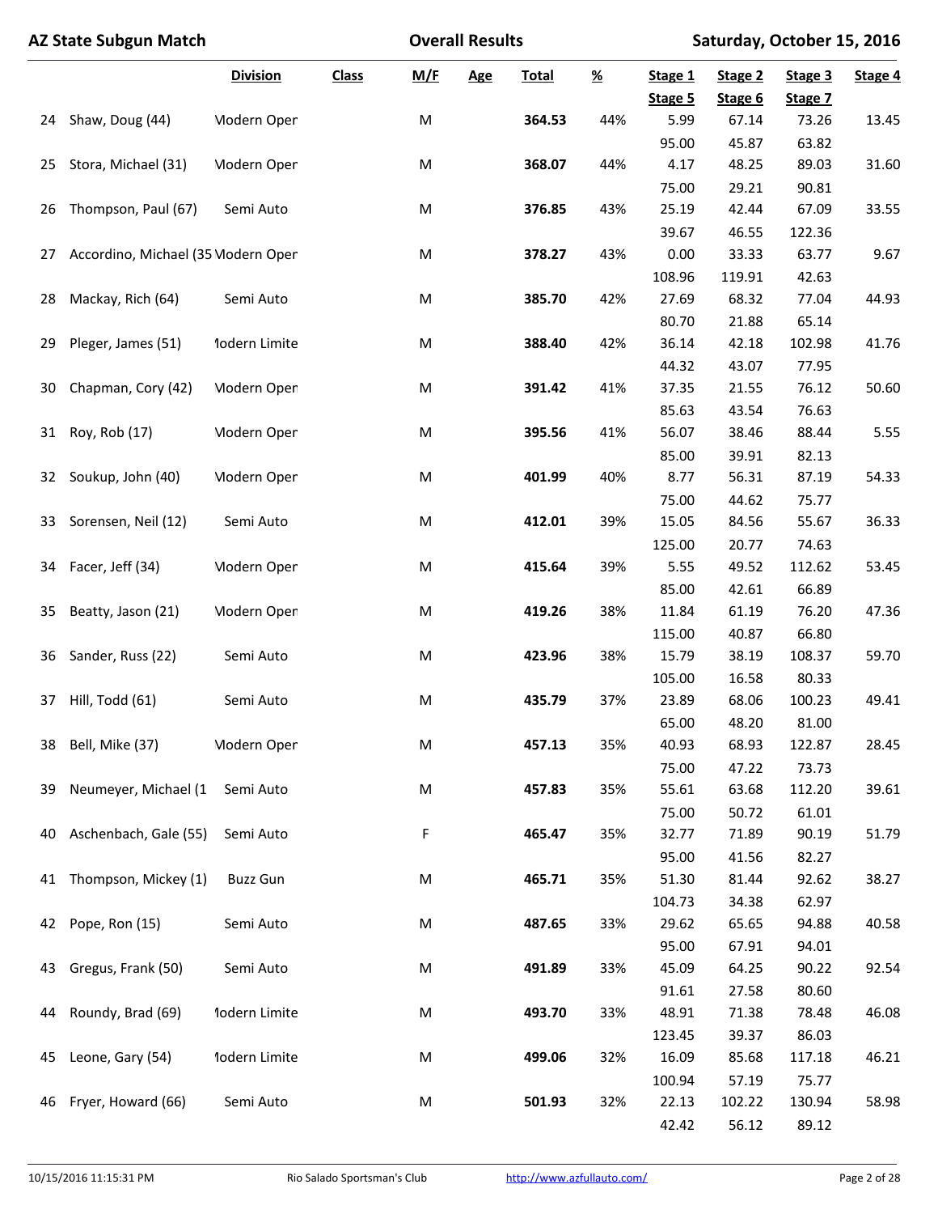| AZ State Subgun Match | | | Overall Results | | | | | Saturday, October 15, 2016 | | |
|---|---|---|---|---|---|---|---|---|---|---|
| | | **Division** | **Class** | **M/F** | **Age** | **Total** | **%** | **Stage 1** / **Stage 5** | **Stage 2** / **Stage 6** | **Stage 3** / **Stage 7** | **Stage 4** |

| # | Name | Division | Class | M/F | Age | Total | % | Stage 1 / Stage 5 | Stage 2 / Stage 6 | Stage 3 / Stage 7 | Stage 4 |
|---|---|---|---|---|---|---|---|---|---|---|---|
| 24 | Shaw, Doug (44) | Modern Oper | | M | | **364.53** | 44% | 5.99 | 67.14 | 73.26 | 13.45 |
| | | | | | | | | 95.00 | 45.87 | 63.82 | |
| 25 | Stora, Michael (31) | Modern Oper | | M | | **368.07** | 44% | 4.17 | 48.25 | 89.03 | 31.60 |
| | | | | | | | | 75.00 | 29.21 | 90.81 | |
| 26 | Thompson, Paul (67) | Semi Auto | | M | | **376.85** | 43% | 25.19 | 42.44 | 67.09 | 33.55 |
| | | | | | | | | 39.67 | 46.55 | 122.36 | |
| 27 | Accordino, Michael (35 | Modern Oper | | M | | **378.27** | 43% | 0.00 | 33.33 | 63.77 | 9.67 |
| | | | | | | | | 108.96 | 119.91 | 42.63 | |
| 28 | Mackay, Rich (64) | Semi Auto | | M | | **385.70** | 42% | 27.69 | 68.32 | 77.04 | 44.93 |
| | | | | | | | | 80.70 | 21.88 | 65.14 | |
| 29 | Pleger, James (51) | Modern Limite | | M | | **388.40** | 42% | 36.14 | 42.18 | 102.98 | 41.76 |
| | | | | | | | | 44.32 | 43.07 | 77.95 | |
| 30 | Chapman, Cory (42) | Modern Oper | | M | | **391.42** | 41% | 37.35 | 21.55 | 76.12 | 50.60 |
| | | | | | | | | 85.63 | 43.54 | 76.63 | |
| 31 | Roy, Rob (17) | Modern Oper | | M | | **395.56** | 41% | 56.07 | 38.46 | 88.44 | 5.55 |
| | | | | | | | | 85.00 | 39.91 | 82.13 | |
| 32 | Soukup, John (40) | Modern Oper | | M | | **401.99** | 40% | 8.77 | 56.31 | 87.19 | 54.33 |
| | | | | | | | | 75.00 | 44.62 | 75.77 | |
| 33 | Sorensen, Neil (12) | Semi Auto | | M | | **412.01** | 39% | 15.05 | 84.56 | 55.67 | 36.33 |
| | | | | | | | | 125.00 | 20.77 | 74.63 | |
| 34 | Facer, Jeff (34) | Modern Oper | | M | | **415.64** | 39% | 5.55 | 49.52 | 112.62 | 53.45 |
| | | | | | | | | 85.00 | 42.61 | 66.89 | |
| 35 | Beatty, Jason (21) | Modern Oper | | M | | **419.26** | 38% | 11.84 | 61.19 | 76.20 | 47.36 |
| | | | | | | | | 115.00 | 40.87 | 66.80 | |
| 36 | Sander, Russ (22) | Semi Auto | | M | | **423.96** | 38% | 15.79 | 38.19 | 108.37 | 59.70 |
| | | | | | | | | 105.00 | 16.58 | 80.33 | |
| 37 | Hill, Todd (61) | Semi Auto | | M | | **435.79** | 37% | 23.89 | 68.06 | 100.23 | 49.41 |
| | | | | | | | | 65.00 | 48.20 | 81.00 | |
| 38 | Bell, Mike (37) | Modern Oper | | M | | **457.13** | 35% | 40.93 | 68.93 | 122.87 | 28.45 |
| | | | | | | | | 75.00 | 47.22 | 73.73 | |
| 39 | Neumeyer, Michael (1 | Semi Auto | | M | | **457.83** | 35% | 55.61 | 63.68 | 112.20 | 39.61 |
| | | | | | | | | 75.00 | 50.72 | 61.01 | |
| 40 | Aschenbach, Gale (55) | Semi Auto | | F | | **465.47** | 35% | 32.77 | 71.89 | 90.19 | 51.79 |
| | | | | | | | | 95.00 | 41.56 | 82.27 | |
| 41 | Thompson, Mickey (1) | Buzz Gun | | M | | **465.71** | 35% | 51.30 | 81.44 | 92.62 | 38.27 |
| | | | | | | | | 104.73 | 34.38 | 62.97 | |
| 42 | Pope, Ron (15) | Semi Auto | | M | | **487.65** | 33% | 29.62 | 65.65 | 94.88 | 40.58 |
| | | | | | | | | 95.00 | 67.91 | 94.01 | |
| 43 | Gregus, Frank (50) | Semi Auto | | M | | **491.89** | 33% | 45.09 | 64.25 | 90.22 | 92.54 |
| | | | | | | | | 91.61 | 27.58 | 80.60 | |
| 44 | Roundy, Brad (69) | Modern Limite | | M | | **493.70** | 33% | 48.91 | 71.38 | 78.48 | 46.08 |
| | | | | | | | | 123.45 | 39.37 | 86.03 | |
| 45 | Leone, Gary (54) | Modern Limite | | M | | **499.06** | 32% | 16.09 | 85.68 | 117.18 | 46.21 |
| | | | | | | | | 100.94 | 57.19 | 75.77 | |
| 46 | Fryer, Howard (66) | Semi Auto | | M | | **501.93** | 32% | 22.13 | 102.22 | 130.94 | 58.98 |
| | | | | | | | | 42.42 | 56.12 | 89.12 | |

10/15/2016 11:15:31 PM Rio Salado Sportsman's Club http://www.azfullauto.com/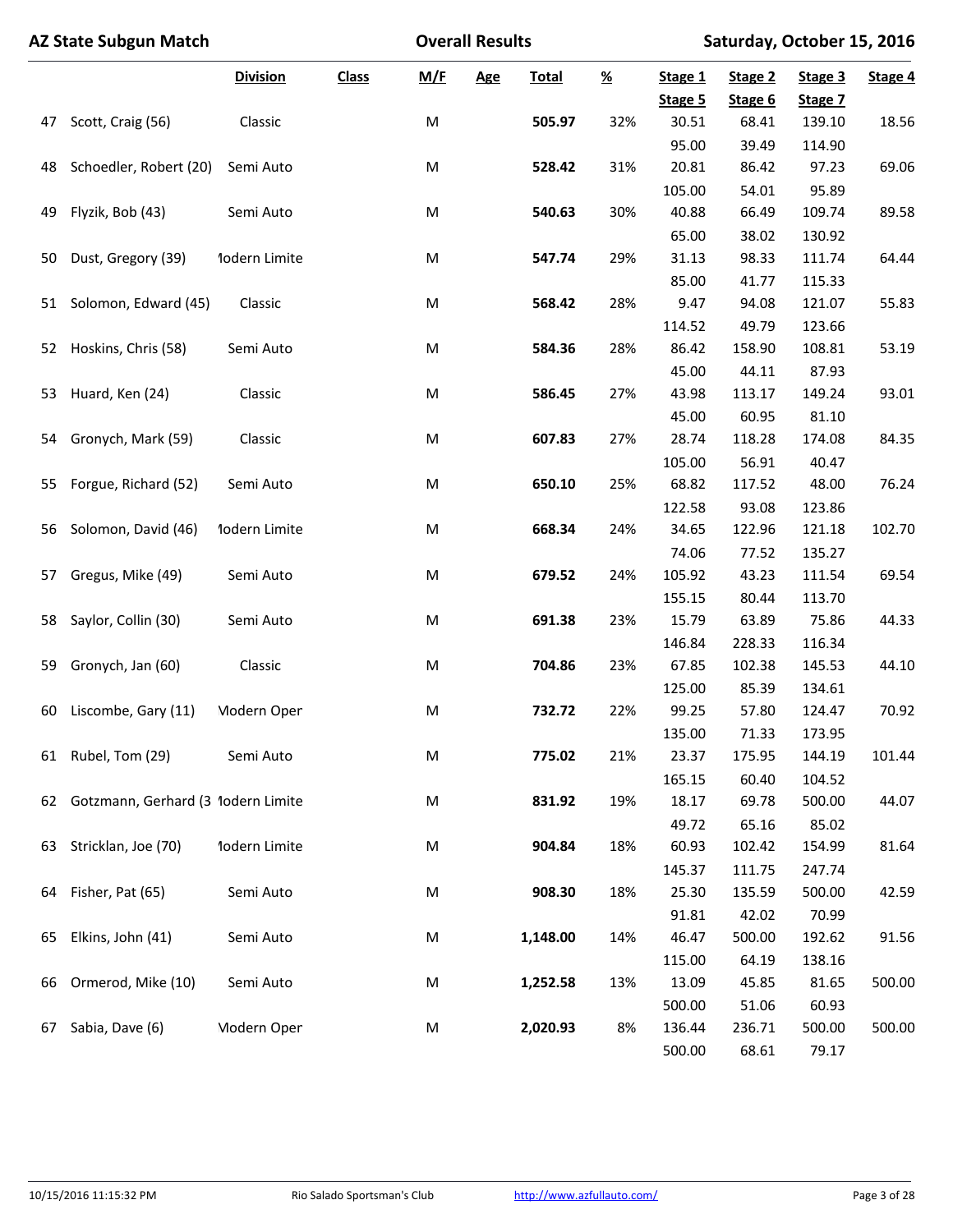# AZ State Subgun Match

## Overall Results — Saturday, October 15, 2016

| | | Division | Class | M/F | Age | Total | % | Stage 1 / Stage 5 | Stage 2 / Stage 6 | Stage 3 / Stage 7 | Stage 4 |
|---|---|---|---|---|---|---|---|---|---|---|---|
| 47 | Scott, Craig (56) | Classic | | M | | **505.97** | 32% | 30.51 | 68.41 | 139.10 | 18.56 |
| | | | | | | | | 95.00 | 39.49 | 114.90 | |
| 48 | Schoedler, Robert (20) | Semi Auto | | M | | **528.42** | 31% | 20.81 | 86.42 | 97.23 | 69.06 |
| | | | | | | | | 105.00 | 54.01 | 95.89 | |
| 49 | Flyzik, Bob (43) | Semi Auto | | M | | **540.63** | 30% | 40.88 | 66.49 | 109.74 | 89.58 |
| | | | | | | | | 65.00 | 38.02 | 130.92 | |
| 50 | Dust, Gregory (39) | Modern Limite | | M | | **547.74** | 29% | 31.13 | 98.33 | 111.74 | 64.44 |
| | | | | | | | | 85.00 | 41.77 | 115.33 | |
| 51 | Solomon, Edward (45) | Classic | | M | | **568.42** | 28% | 9.47 | 94.08 | 121.07 | 55.83 |
| | | | | | | | | 114.52 | 49.79 | 123.66 | |
| 52 | Hoskins, Chris (58) | Semi Auto | | M | | **584.36** | 28% | 86.42 | 158.90 | 108.81 | 53.19 |
| | | | | | | | | 45.00 | 44.11 | 87.93 | |
| 53 | Huard, Ken (24) | Classic | | M | | **586.45** | 27% | 43.98 | 113.17 | 149.24 | 93.01 |
| | | | | | | | | 45.00 | 60.95 | 81.10 | |
| 54 | Gronych, Mark (59) | Classic | | M | | **607.83** | 27% | 28.74 | 118.28 | 174.08 | 84.35 |
| | | | | | | | | 105.00 | 56.91 | 40.47 | |
| 55 | Forgue, Richard (52) | Semi Auto | | M | | **650.10** | 25% | 68.82 | 117.52 | 48.00 | 76.24 |
| | | | | | | | | 122.58 | 93.08 | 123.86 | |
| 56 | Solomon, David (46) | Modern Limite | | M | | **668.34** | 24% | 34.65 | 122.96 | 121.18 | 102.70 |
| | | | | | | | | 74.06 | 77.52 | 135.27 | |
| 57 | Gregus, Mike (49) | Semi Auto | | M | | **679.52** | 24% | 105.92 | 43.23 | 111.54 | 69.54 |
| | | | | | | | | 155.15 | 80.44 | 113.70 | |
| 58 | Saylor, Collin (30) | Semi Auto | | M | | **691.38** | 23% | 15.79 | 63.89 | 75.86 | 44.33 |
| | | | | | | | | 146.84 | 228.33 | 116.34 | |
| 59 | Gronych, Jan (60) | Classic | | M | | **704.86** | 23% | 67.85 | 102.38 | 145.53 | 44.10 |
| | | | | | | | | 125.00 | 85.39 | 134.61 | |
| 60 | Liscombe, Gary (11) | Modern Oper | | M | | **732.72** | 22% | 99.25 | 57.80 | 124.47 | 70.92 |
| | | | | | | | | 135.00 | 71.33 | 173.95 | |
| 61 | Rubel, Tom (29) | Semi Auto | | M | | **775.02** | 21% | 23.37 | 175.95 | 144.19 | 101.44 |
| | | | | | | | | 165.15 | 60.40 | 104.52 | |
| 62 | Gotzmann, Gerhard (3 | Modern Limite | | M | | **831.92** | 19% | 18.17 | 69.78 | 500.00 | 44.07 |
| | | | | | | | | 49.72 | 65.16 | 85.02 | |
| 63 | Stricklan, Joe (70) | Modern Limite | | M | | **904.84** | 18% | 60.93 | 102.42 | 154.99 | 81.64 |
| | | | | | | | | 145.37 | 111.75 | 247.74 | |
| 64 | Fisher, Pat (65) | Semi Auto | | M | | **908.30** | 18% | 25.30 | 135.59 | 500.00 | 42.59 |
| | | | | | | | | 91.81 | 42.02 | 70.99 | |
| 65 | Elkins, John (41) | Semi Auto | | M | | **1,148.00** | 14% | 46.47 | 500.00 | 192.62 | 91.56 |
| | | | | | | | | 115.00 | 64.19 | 138.16 | |
| 66 | Ormerod, Mike (10) | Semi Auto | | M | | **1,252.58** | 13% | 13.09 | 45.85 | 81.65 | 500.00 |
| | | | | | | | | 500.00 | 51.06 | 60.93 | |
| 67 | Sabia, Dave (6) | Modern Oper | | M | | **2,020.93** | 8% | 136.44 | 236.71 | 500.00 | 500.00 |
| | | | | | | | | 500.00 | 68.61 | 79.17 | |

10/15/2016 11:15:32 PM — Rio Salado Sportsman's Club — http://www.azfullauto.com/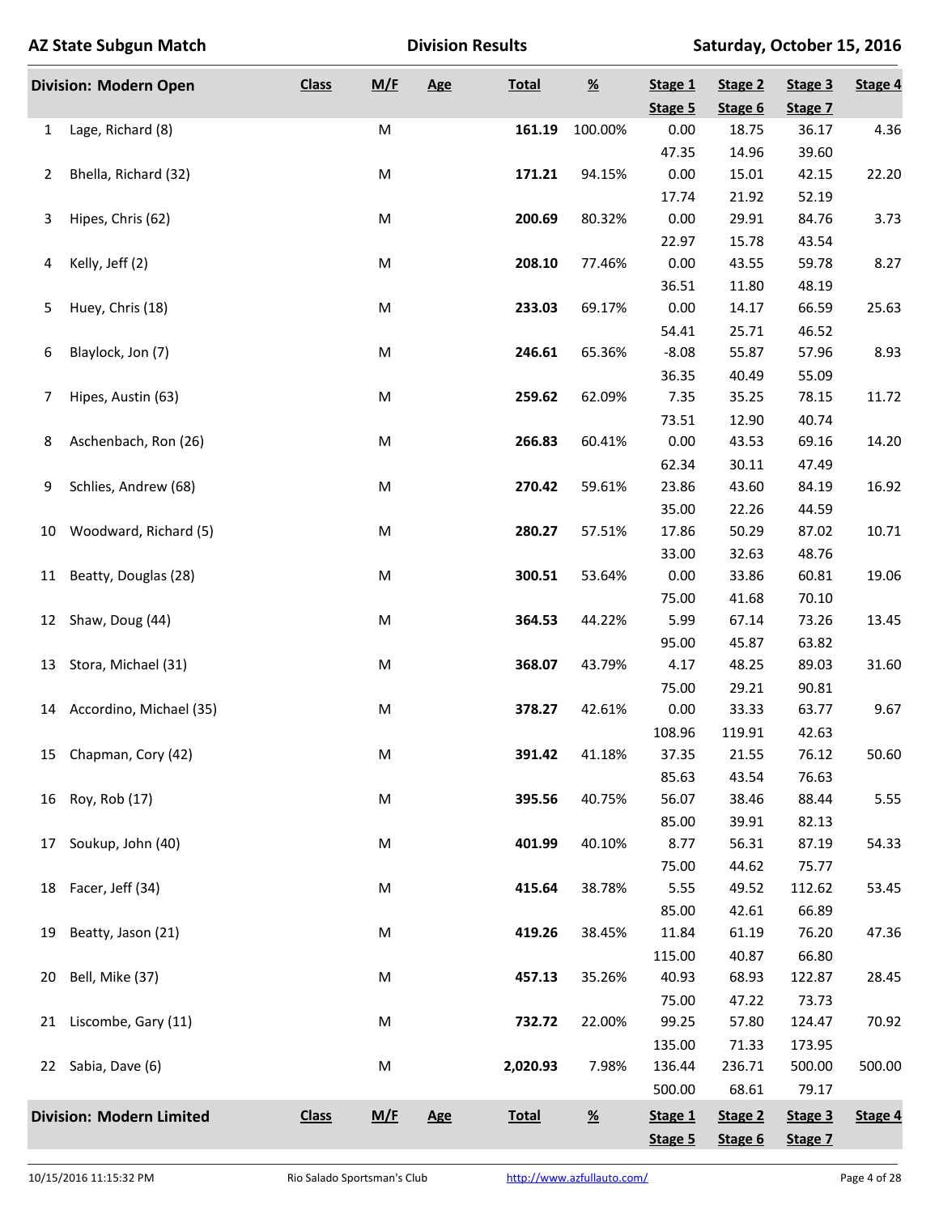**AZ State Subgun Match** — **Division Results** — **Saturday, October 15, 2016**

| Division: Modern Open | | Class | M/F | Age | Total | % | Stage 1 / Stage 5 | Stage 2 / Stage 6 | Stage 3 / Stage 7 | Stage 4 |
|---|---|---|---|---|---|---|---|---|---|---|
| 1 | Lage, Richard (8) | | M | | **161.19** | 100.00% | 0.00 | 18.75 | 36.17 | 4.36 |
| | | | | | | | 47.35 | 14.96 | 39.60 | |
| 2 | Bhella, Richard (32) | | M | | **171.21** | 94.15% | 0.00 | 15.01 | 42.15 | 22.20 |
| | | | | | | | 17.74 | 21.92 | 52.19 | |
| 3 | Hipes, Chris (62) | | M | | **200.69** | 80.32% | 0.00 | 29.91 | 84.76 | 3.73 |
| | | | | | | | 22.97 | 15.78 | 43.54 | |
| 4 | Kelly, Jeff (2) | | M | | **208.10** | 77.46% | 0.00 | 43.55 | 59.78 | 8.27 |
| | | | | | | | 36.51 | 11.80 | 48.19 | |
| 5 | Huey, Chris (18) | | M | | **233.03** | 69.17% | 0.00 | 14.17 | 66.59 | 25.63 |
| | | | | | | | 54.41 | 25.71 | 46.52 | |
| 6 | Blaylock, Jon (7) | | M | | **246.61** | 65.36% | -8.08 | 55.87 | 57.96 | 8.93 |
| | | | | | | | 36.35 | 40.49 | 55.09 | |
| 7 | Hipes, Austin (63) | | M | | **259.62** | 62.09% | 7.35 | 35.25 | 78.15 | 11.72 |
| | | | | | | | 73.51 | 12.90 | 40.74 | |
| 8 | Aschenbach, Ron (26) | | M | | **266.83** | 60.41% | 0.00 | 43.53 | 69.16 | 14.20 |
| | | | | | | | 62.34 | 30.11 | 47.49 | |
| 9 | Schlies, Andrew (68) | | M | | **270.42** | 59.61% | 23.86 | 43.60 | 84.19 | 16.92 |
| | | | | | | | 35.00 | 22.26 | 44.59 | |
| 10 | Woodward, Richard (5) | | M | | **280.27** | 57.51% | 17.86 | 50.29 | 87.02 | 10.71 |
| | | | | | | | 33.00 | 32.63 | 48.76 | |
| 11 | Beatty, Douglas (28) | | M | | **300.51** | 53.64% | 0.00 | 33.86 | 60.81 | 19.06 |
| | | | | | | | 75.00 | 41.68 | 70.10 | |
| 12 | Shaw, Doug (44) | | M | | **364.53** | 44.22% | 5.99 | 67.14 | 73.26 | 13.45 |
| | | | | | | | 95.00 | 45.87 | 63.82 | |
| 13 | Stora, Michael (31) | | M | | **368.07** | 43.79% | 4.17 | 48.25 | 89.03 | 31.60 |
| | | | | | | | 75.00 | 29.21 | 90.81 | |
| 14 | Accordino, Michael (35) | | M | | **378.27** | 42.61% | 0.00 | 33.33 | 63.77 | 9.67 |
| | | | | | | | 108.96 | 119.91 | 42.63 | |
| 15 | Chapman, Cory (42) | | M | | **391.42** | 41.18% | 37.35 | 21.55 | 76.12 | 50.60 |
| | | | | | | | 85.63 | 43.54 | 76.63 | |
| 16 | Roy, Rob (17) | | M | | **395.56** | 40.75% | 56.07 | 38.46 | 88.44 | 5.55 |
| | | | | | | | 85.00 | 39.91 | 82.13 | |
| 17 | Soukup, John (40) | | M | | **401.99** | 40.10% | 8.77 | 56.31 | 87.19 | 54.33 |
| | | | | | | | 75.00 | 44.62 | 75.77 | |
| 18 | Facer, Jeff (34) | | M | | **415.64** | 38.78% | 5.55 | 49.52 | 112.62 | 53.45 |
| | | | | | | | 85.00 | 42.61 | 66.89 | |
| 19 | Beatty, Jason (21) | | M | | **419.26** | 38.45% | 11.84 | 61.19 | 76.20 | 47.36 |
| | | | | | | | 115.00 | 40.87 | 66.80 | |
| 20 | Bell, Mike (37) | | M | | **457.13** | 35.26% | 40.93 | 68.93 | 122.87 | 28.45 |
| | | | | | | | 75.00 | 47.22 | 73.73 | |
| 21 | Liscombe, Gary (11) | | M | | **732.72** | 22.00% | 99.25 | 57.80 | 124.47 | 70.92 |
| | | | | | | | 135.00 | 71.33 | 173.95 | |
| 22 | Sabia, Dave (6) | | M | | **2,020.93** | 7.98% | 136.44 | 236.71 | 500.00 | 500.00 |
| | | | | | | | 500.00 | 68.61 | 79.17 | |

| Division: Modern Limited | Class | M/F | Age | Total | % | Stage 1 / Stage 5 | Stage 2 / Stage 6 | Stage 3 / Stage 7 | Stage 4 |
|---|---|---|---|---|---|---|---|---|---|

10/15/2016 11:15:32 PM — Rio Salado Sportsman's Club — http://www.azfullauto.com/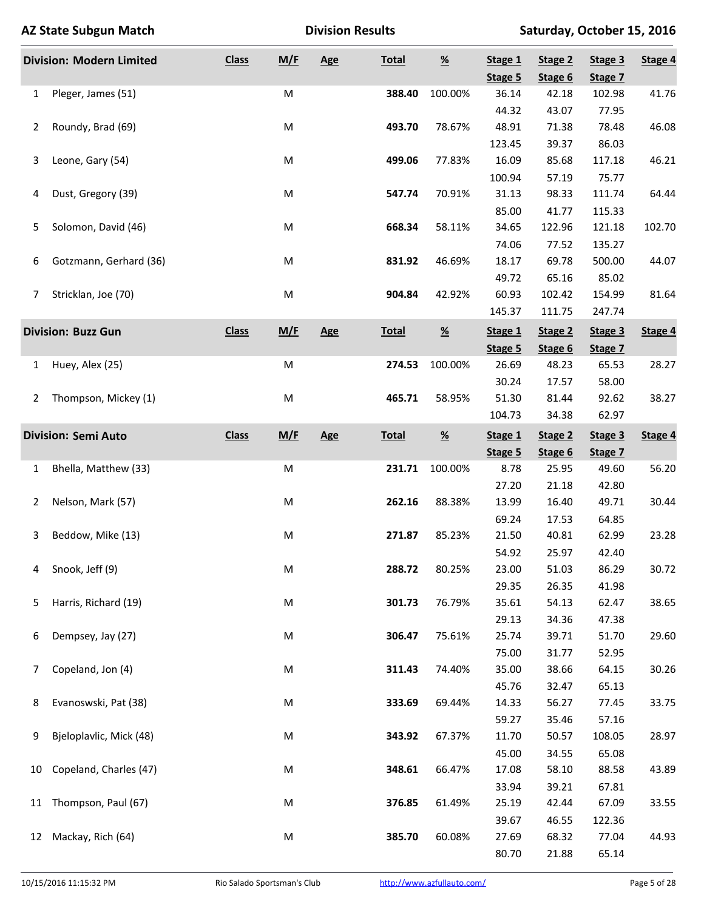# AZ State Subgun Match

**Division Results** — Saturday, October 15, 2016

## Division: Modern Limited

| # | Name | Class | M/F | Age | Total | % | Stage 1 | Stage 2 | Stage 3 | Stage 4 | Stage 5 | Stage 6 | Stage 7 |
|---|---|---|---|---|---|---|---|---|---|---|---|---|---|
| 1 | Pleger, James (51) | | M | | **388.40** | 100.00% | 36.14 | 42.18 | 102.98 | 41.76 | 44.32 | 43.07 | 77.95 |
| 2 | Roundy, Brad (69) | | M | | **493.70** | 78.67% | 48.91 | 71.38 | 78.48 | 46.08 | 123.45 | 39.37 | 86.03 |
| 3 | Leone, Gary (54) | | M | | **499.06** | 77.83% | 16.09 | 85.68 | 117.18 | 46.21 | 100.94 | 57.19 | 75.77 |
| 4 | Dust, Gregory (39) | | M | | **547.74** | 70.91% | 31.13 | 98.33 | 111.74 | 64.44 | 85.00 | 41.77 | 115.33 |
| 5 | Solomon, David (46) | | M | | **668.34** | 58.11% | 34.65 | 122.96 | 121.18 | 102.70 | 74.06 | 77.52 | 135.27 |
| 6 | Gotzmann, Gerhard (36) | | M | | **831.92** | 46.69% | 18.17 | 69.78 | 500.00 | 44.07 | 49.72 | 65.16 | 85.02 |
| 7 | Stricklan, Joe (70) | | M | | **904.84** | 42.92% | 60.93 | 102.42 | 154.99 | 81.64 | 145.37 | 111.75 | 247.74 |

## Division: Buzz Gun

| # | Name | Class | M/F | Age | Total | % | Stage 1 | Stage 2 | Stage 3 | Stage 4 | Stage 5 | Stage 6 | Stage 7 |
|---|---|---|---|---|---|---|---|---|---|---|---|---|---|
| 1 | Huey, Alex (25) | | M | | **274.53** | 100.00% | 26.69 | 48.23 | 65.53 | 28.27 | 30.24 | 17.57 | 58.00 |
| 2 | Thompson, Mickey (1) | | M | | **465.71** | 58.95% | 51.30 | 81.44 | 92.62 | 38.27 | 104.73 | 34.38 | 62.97 |

## Division: Semi Auto

| # | Name | Class | M/F | Age | Total | % | Stage 1 | Stage 2 | Stage 3 | Stage 4 | Stage 5 | Stage 6 | Stage 7 |
|---|---|---|---|---|---|---|---|---|---|---|---|---|---|
| 1 | Bhella, Matthew (33) | | M | | **231.71** | 100.00% | 8.78 | 25.95 | 49.60 | 56.20 | 27.20 | 21.18 | 42.80 |
| 2 | Nelson, Mark (57) | | M | | **262.16** | 88.38% | 13.99 | 16.40 | 49.71 | 30.44 | 69.24 | 17.53 | 64.85 |
| 3 | Beddow, Mike (13) | | M | | **271.87** | 85.23% | 21.50 | 40.81 | 62.99 | 23.28 | 54.92 | 25.97 | 42.40 |
| 4 | Snook, Jeff (9) | | M | | **288.72** | 80.25% | 23.00 | 51.03 | 86.29 | 30.72 | 29.35 | 26.35 | 41.98 |
| 5 | Harris, Richard (19) | | M | | **301.73** | 76.79% | 35.61 | 54.13 | 62.47 | 38.65 | 29.13 | 34.36 | 47.38 |
| 6 | Dempsey, Jay (27) | | M | | **306.47** | 75.61% | 25.74 | 39.71 | 51.70 | 29.60 | 75.00 | 31.77 | 52.95 |
| 7 | Copeland, Jon (4) | | M | | **311.43** | 74.40% | 35.00 | 38.66 | 64.15 | 30.26 | 45.76 | 32.47 | 65.13 |
| 8 | Evanoswski, Pat (38) | | M | | **333.69** | 69.44% | 14.33 | 56.27 | 77.45 | 33.75 | 59.27 | 35.46 | 57.16 |
| 9 | Bjeloplavlic, Mick (48) | | M | | **343.92** | 67.37% | 11.70 | 50.57 | 108.05 | 28.97 | 45.00 | 34.55 | 65.08 |
| 10 | Copeland, Charles (47) | | M | | **348.61** | 66.47% | 17.08 | 58.10 | 88.58 | 43.89 | 33.94 | 39.21 | 67.81 |
| 11 | Thompson, Paul (67) | | M | | **376.85** | 61.49% | 25.19 | 42.44 | 67.09 | 33.55 | 39.67 | 46.55 | 122.36 |
| 12 | Mackay, Rich (64) | | M | | **385.70** | 60.08% | 27.69 | 68.32 | 77.04 | 44.93 | 80.70 | 21.88 | 65.14 |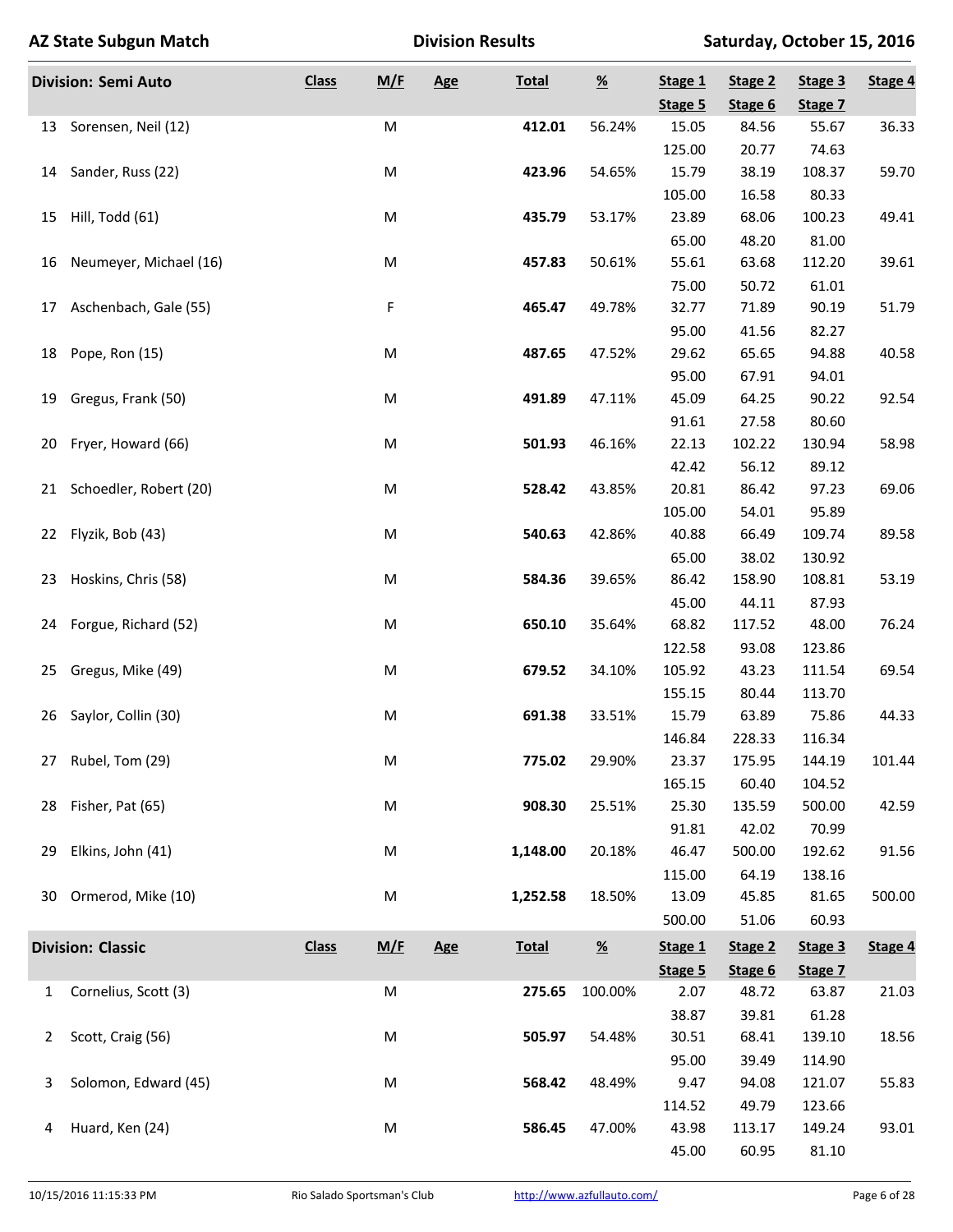AZ State Subgun Match — Division Results — Saturday, October 15, 2016

| | Division: Semi Auto | Class | M/F | Age | Total | % | Stage 1 / Stage 5 | Stage 2 / Stage 6 | Stage 3 / Stage 7 | Stage 4 |
|---|---|---|---|---|---|---|---|---|---|---|
| 13 | Sorensen, Neil (12) | | M | | **412.01** | 56.24% | 15.05 | 84.56 | 55.67 | 36.33 |
| | | | | | | | 125.00 | 20.77 | 74.63 | |
| 14 | Sander, Russ (22) | | M | | **423.96** | 54.65% | 15.79 | 38.19 | 108.37 | 59.70 |
| | | | | | | | 105.00 | 16.58 | 80.33 | |
| 15 | Hill, Todd (61) | | M | | **435.79** | 53.17% | 23.89 | 68.06 | 100.23 | 49.41 |
| | | | | | | | 65.00 | 48.20 | 81.00 | |
| 16 | Neumeyer, Michael (16) | | M | | **457.83** | 50.61% | 55.61 | 63.68 | 112.20 | 39.61 |
| | | | | | | | 75.00 | 50.72 | 61.01 | |
| 17 | Aschenbach, Gale (55) | | F | | **465.47** | 49.78% | 32.77 | 71.89 | 90.19 | 51.79 |
| | | | | | | | 95.00 | 41.56 | 82.27 | |
| 18 | Pope, Ron (15) | | M | | **487.65** | 47.52% | 29.62 | 65.65 | 94.88 | 40.58 |
| | | | | | | | 95.00 | 67.91 | 94.01 | |
| 19 | Gregus, Frank (50) | | M | | **491.89** | 47.11% | 45.09 | 64.25 | 90.22 | 92.54 |
| | | | | | | | 91.61 | 27.58 | 80.60 | |
| 20 | Fryer, Howard (66) | | M | | **501.93** | 46.16% | 22.13 | 102.22 | 130.94 | 58.98 |
| | | | | | | | 42.42 | 56.12 | 89.12 | |
| 21 | Schoedler, Robert (20) | | M | | **528.42** | 43.85% | 20.81 | 86.42 | 97.23 | 69.06 |
| | | | | | | | 105.00 | 54.01 | 95.89 | |
| 22 | Flyzik, Bob (43) | | M | | **540.63** | 42.86% | 40.88 | 66.49 | 109.74 | 89.58 |
| | | | | | | | 65.00 | 38.02 | 130.92 | |
| 23 | Hoskins, Chris (58) | | M | | **584.36** | 39.65% | 86.42 | 158.90 | 108.81 | 53.19 |
| | | | | | | | 45.00 | 44.11 | 87.93 | |
| 24 | Forgue, Richard (52) | | M | | **650.10** | 35.64% | 68.82 | 117.52 | 48.00 | 76.24 |
| | | | | | | | 122.58 | 93.08 | 123.86 | |
| 25 | Gregus, Mike (49) | | M | | **679.52** | 34.10% | 105.92 | 43.23 | 111.54 | 69.54 |
| | | | | | | | 155.15 | 80.44 | 113.70 | |
| 26 | Saylor, Collin (30) | | M | | **691.38** | 33.51% | 15.79 | 63.89 | 75.86 | 44.33 |
| | | | | | | | 146.84 | 228.33 | 116.34 | |
| 27 | Rubel, Tom (29) | | M | | **775.02** | 29.90% | 23.37 | 175.95 | 144.19 | 101.44 |
| | | | | | | | 165.15 | 60.40 | 104.52 | |
| 28 | Fisher, Pat (65) | | M | | **908.30** | 25.51% | 25.30 | 135.59 | 500.00 | 42.59 |
| | | | | | | | 91.81 | 42.02 | 70.99 | |
| 29 | Elkins, John (41) | | M | | **1,148.00** | 20.18% | 46.47 | 500.00 | 192.62 | 91.56 |
| | | | | | | | 115.00 | 64.19 | 138.16 | |
| 30 | Ormerod, Mike (10) | | M | | **1,252.58** | 18.50% | 13.09 | 45.85 | 81.65 | 500.00 |
| | | | | | | | 500.00 | 51.06 | 60.93 | |

| | Division: Classic | Class | M/F | Age | Total | % | Stage 1 / Stage 5 | Stage 2 / Stage 6 | Stage 3 / Stage 7 | Stage 4 |
|---|---|---|---|---|---|---|---|---|---|---|
| 1 | Cornelius, Scott (3) | | M | | **275.65** | 100.00% | 2.07 | 48.72 | 63.87 | 21.03 |
| | | | | | | | 38.87 | 39.81 | 61.28 | |
| 2 | Scott, Craig (56) | | M | | **505.97** | 54.48% | 30.51 | 68.41 | 139.10 | 18.56 |
| | | | | | | | 95.00 | 39.49 | 114.90 | |
| 3 | Solomon, Edward (45) | | M | | **568.42** | 48.49% | 9.47 | 94.08 | 121.07 | 55.83 |
| | | | | | | | 114.52 | 49.79 | 123.66 | |
| 4 | Huard, Ken (24) | | M | | **586.45** | 47.00% | 43.98 | 113.17 | 149.24 | 93.01 |
| | | | | | | | 45.00 | 60.95 | 81.10 | |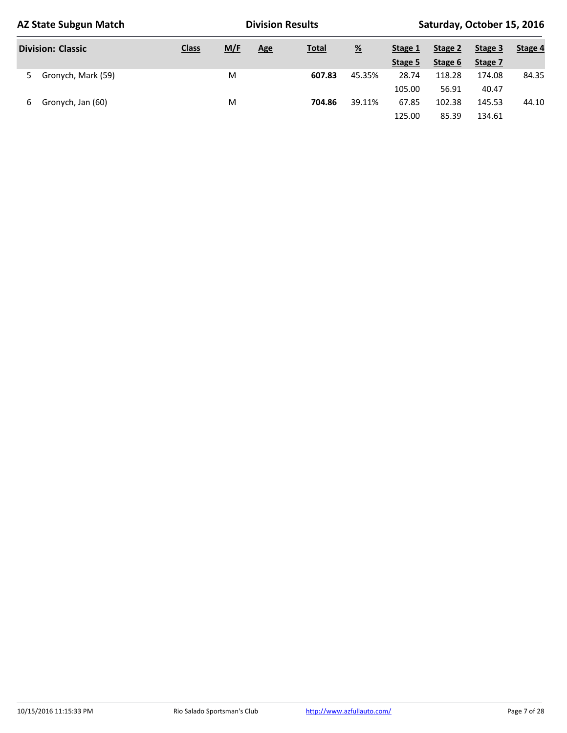**AZ State Subgun Match** | **Division Results** | **Saturday, October 15, 2016**

| Division: Classic | | Class | M/F | Age | Total | % | Stage 1 / Stage 5 | Stage 2 / Stage 6 | Stage 3 / Stage 7 | Stage 4 |
|---|---|---|---|---|---|---|---|---|---|---|
| 5 | Gronych, Mark (59) | | M | | **607.83** | 45.35% | 28.74 | 118.28 | 174.08 | 84.35 |
| | | | | | | | 105.00 | 56.91 | 40.47 | |
| 6 | Gronych, Jan (60) | | M | | **704.86** | 39.11% | 67.85 | 102.38 | 145.53 | 44.10 |
| | | | | | | | 125.00 | 85.39 | 134.61 | |

10/15/2016 11:15:33 PM | Rio Salado Sportsman's Club | http://www.azfullauto.com/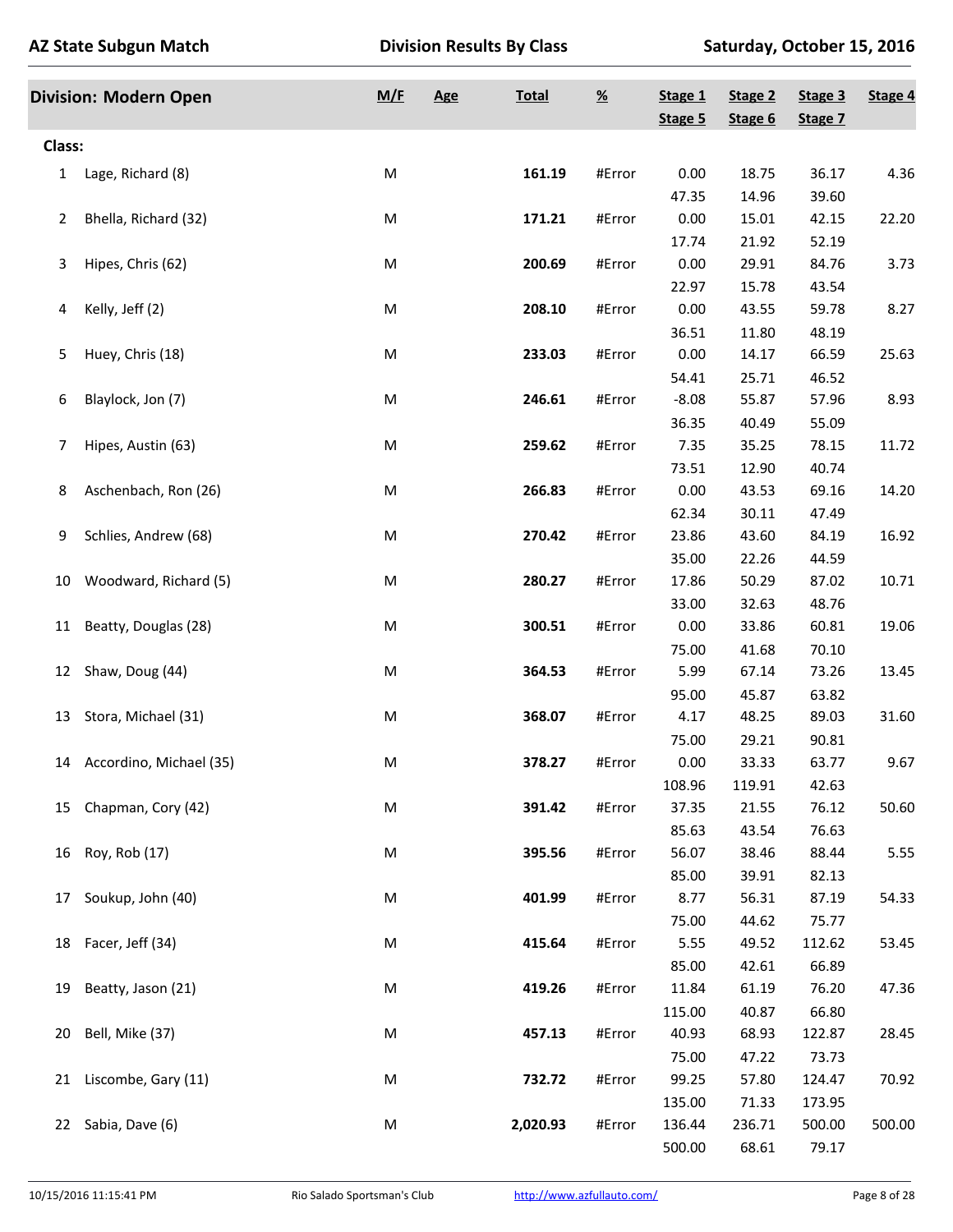AZ State Subgun Match — Division Results By Class — Saturday, October 15, 2016

## Division: Modern Open

**Class:**

| # | Name | M/F | Age | Total | % | Stage 1 / Stage 5 | Stage 2 / Stage 6 | Stage 3 / Stage 7 | Stage 4 |
|---|---|---|---|---|---|---|---|---|---|
| 1 | Lage, Richard (8) | M | | **161.19** | #Error | 0.00 | 18.75 | 36.17 | 4.36 |
| | | | | | | 47.35 | 14.96 | 39.60 | |
| 2 | Bhella, Richard (32) | M | | **171.21** | #Error | 0.00 | 15.01 | 42.15 | 22.20 |
| | | | | | | 17.74 | 21.92 | 52.19 | |
| 3 | Hipes, Chris (62) | M | | **200.69** | #Error | 0.00 | 29.91 | 84.76 | 3.73 |
| | | | | | | 22.97 | 15.78 | 43.54 | |
| 4 | Kelly, Jeff (2) | M | | **208.10** | #Error | 0.00 | 43.55 | 59.78 | 8.27 |
| | | | | | | 36.51 | 11.80 | 48.19 | |
| 5 | Huey, Chris (18) | M | | **233.03** | #Error | 0.00 | 14.17 | 66.59 | 25.63 |
| | | | | | | 54.41 | 25.71 | 46.52 | |
| 6 | Blaylock, Jon (7) | M | | **246.61** | #Error | -8.08 | 55.87 | 57.96 | 8.93 |
| | | | | | | 36.35 | 40.49 | 55.09 | |
| 7 | Hipes, Austin (63) | M | | **259.62** | #Error | 7.35 | 35.25 | 78.15 | 11.72 |
| | | | | | | 73.51 | 12.90 | 40.74 | |
| 8 | Aschenbach, Ron (26) | M | | **266.83** | #Error | 0.00 | 43.53 | 69.16 | 14.20 |
| | | | | | | 62.34 | 30.11 | 47.49 | |
| 9 | Schlies, Andrew (68) | M | | **270.42** | #Error | 23.86 | 43.60 | 84.19 | 16.92 |
| | | | | | | 35.00 | 22.26 | 44.59 | |
| 10 | Woodward, Richard (5) | M | | **280.27** | #Error | 17.86 | 50.29 | 87.02 | 10.71 |
| | | | | | | 33.00 | 32.63 | 48.76 | |
| 11 | Beatty, Douglas (28) | M | | **300.51** | #Error | 0.00 | 33.86 | 60.81 | 19.06 |
| | | | | | | 75.00 | 41.68 | 70.10 | |
| 12 | Shaw, Doug (44) | M | | **364.53** | #Error | 5.99 | 67.14 | 73.26 | 13.45 |
| | | | | | | 95.00 | 45.87 | 63.82 | |
| 13 | Stora, Michael (31) | M | | **368.07** | #Error | 4.17 | 48.25 | 89.03 | 31.60 |
| | | | | | | 75.00 | 29.21 | 90.81 | |
| 14 | Accordino, Michael (35) | M | | **378.27** | #Error | 0.00 | 33.33 | 63.77 | 9.67 |
| | | | | | | 108.96 | 119.91 | 42.63 | |
| 15 | Chapman, Cory (42) | M | | **391.42** | #Error | 37.35 | 21.55 | 76.12 | 50.60 |
| | | | | | | 85.63 | 43.54 | 76.63 | |
| 16 | Roy, Rob (17) | M | | **395.56** | #Error | 56.07 | 38.46 | 88.44 | 5.55 |
| | | | | | | 85.00 | 39.91 | 82.13 | |
| 17 | Soukup, John (40) | M | | **401.99** | #Error | 8.77 | 56.31 | 87.19 | 54.33 |
| | | | | | | 75.00 | 44.62 | 75.77 | |
| 18 | Facer, Jeff (34) | M | | **415.64** | #Error | 5.55 | 49.52 | 112.62 | 53.45 |
| | | | | | | 85.00 | 42.61 | 66.89 | |
| 19 | Beatty, Jason (21) | M | | **419.26** | #Error | 11.84 | 61.19 | 76.20 | 47.36 |
| | | | | | | 115.00 | 40.87 | 66.80 | |
| 20 | Bell, Mike (37) | M | | **457.13** | #Error | 40.93 | 68.93 | 122.87 | 28.45 |
| | | | | | | 75.00 | 47.22 | 73.73 | |
| 21 | Liscombe, Gary (11) | M | | **732.72** | #Error | 99.25 | 57.80 | 124.47 | 70.92 |
| | | | | | | 135.00 | 71.33 | 173.95 | |
| 22 | Sabia, Dave (6) | M | | **2,020.93** | #Error | 136.44 | 236.71 | 500.00 | 500.00 |
| | | | | | | 500.00 | 68.61 | 79.17 | |

10/15/2016 11:15:41 PM — Rio Salado Sportsman's Club — http://www.azfullauto.com/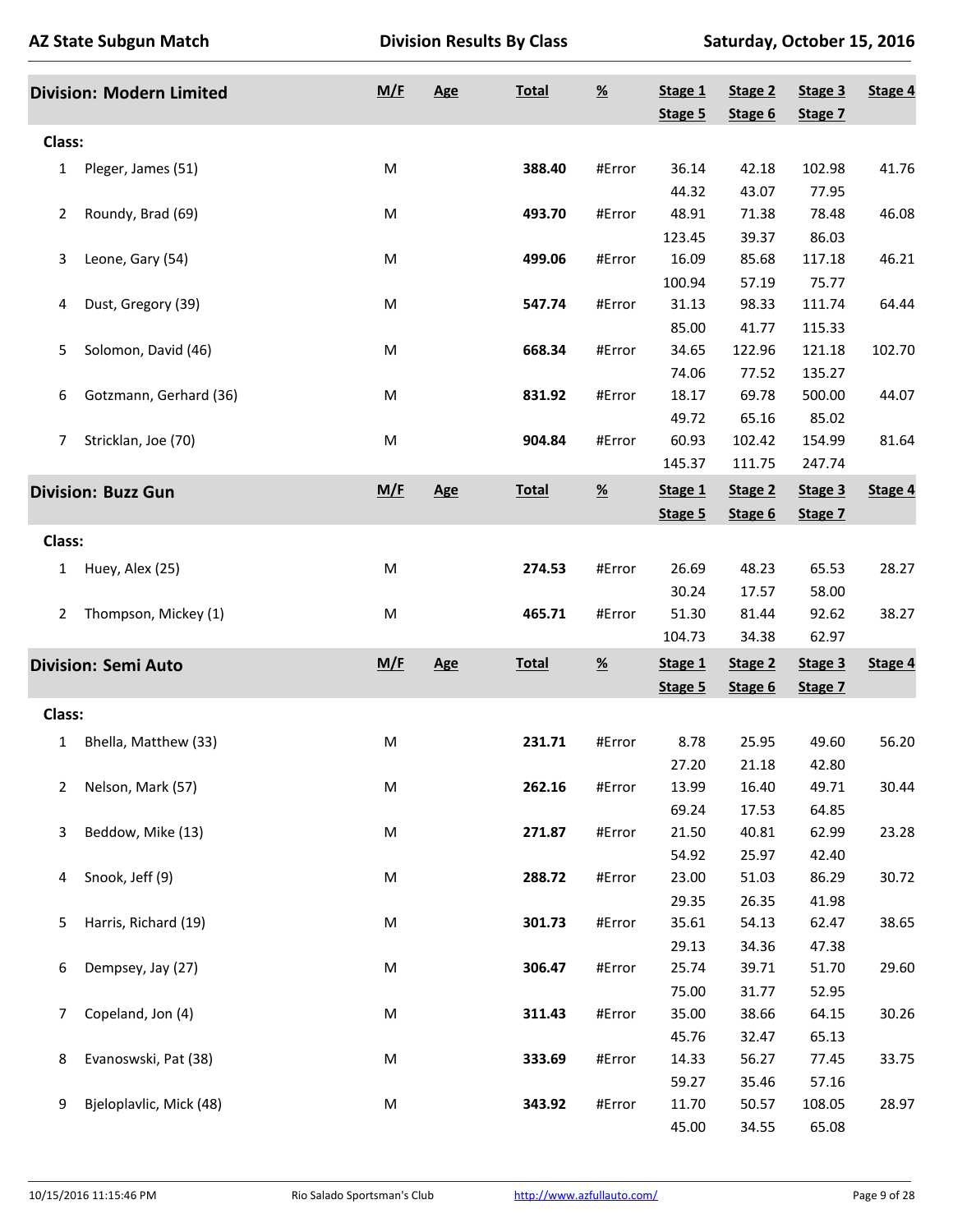**AZ State Subgun Match** | **Division Results By Class** | **Saturday, October 15, 2016**

## Division: Modern Limited

Class:

| # | Name | M/F | Age | Total | % | Stage 1 | Stage 2 | Stage 3 | Stage 4 | Stage 5 | Stage 6 | Stage 7 |
|---|---|---|---|---|---|---|---|---|---|---|---|---|
| 1 | Pleger, James (51) | M | | **388.40** | #Error | 36.14 | 42.18 | 102.98 | 41.76 | 44.32 | 43.07 | 77.95 |
| 2 | Roundy, Brad (69) | M | | **493.70** | #Error | 48.91 | 71.38 | 78.48 | 46.08 | 123.45 | 39.37 | 86.03 |
| 3 | Leone, Gary (54) | M | | **499.06** | #Error | 16.09 | 85.68 | 117.18 | 46.21 | 100.94 | 57.19 | 75.77 |
| 4 | Dust, Gregory (39) | M | | **547.74** | #Error | 31.13 | 98.33 | 111.74 | 64.44 | 85.00 | 41.77 | 115.33 |
| 5 | Solomon, David (46) | M | | **668.34** | #Error | 34.65 | 122.96 | 121.18 | 102.70 | 74.06 | 77.52 | 135.27 |
| 6 | Gotzmann, Gerhard (36) | M | | **831.92** | #Error | 18.17 | 69.78 | 500.00 | 44.07 | 49.72 | 65.16 | 85.02 |
| 7 | Stricklan, Joe (70) | M | | **904.84** | #Error | 60.93 | 102.42 | 154.99 | 81.64 | 145.37 | 111.75 | 247.74 |

## Division: Buzz Gun

Class:

| # | Name | M/F | Age | Total | % | Stage 1 | Stage 2 | Stage 3 | Stage 4 | Stage 5 | Stage 6 | Stage 7 |
|---|---|---|---|---|---|---|---|---|---|---|---|---|
| 1 | Huey, Alex (25) | M | | **274.53** | #Error | 26.69 | 48.23 | 65.53 | 28.27 | 30.24 | 17.57 | 58.00 |
| 2 | Thompson, Mickey (1) | M | | **465.71** | #Error | 51.30 | 81.44 | 92.62 | 38.27 | 104.73 | 34.38 | 62.97 |

## Division: Semi Auto

Class:

| # | Name | M/F | Age | Total | % | Stage 1 | Stage 2 | Stage 3 | Stage 4 | Stage 5 | Stage 6 | Stage 7 |
|---|---|---|---|---|---|---|---|---|---|---|---|---|
| 1 | Bhella, Matthew (33) | M | | **231.71** | #Error | 8.78 | 25.95 | 49.60 | 56.20 | 27.20 | 21.18 | 42.80 |
| 2 | Nelson, Mark (57) | M | | **262.16** | #Error | 13.99 | 16.40 | 49.71 | 30.44 | 69.24 | 17.53 | 64.85 |
| 3 | Beddow, Mike (13) | M | | **271.87** | #Error | 21.50 | 40.81 | 62.99 | 23.28 | 54.92 | 25.97 | 42.40 |
| 4 | Snook, Jeff (9) | M | | **288.72** | #Error | 23.00 | 51.03 | 86.29 | 30.72 | 29.35 | 26.35 | 41.98 |
| 5 | Harris, Richard (19) | M | | **301.73** | #Error | 35.61 | 54.13 | 62.47 | 38.65 | 29.13 | 34.36 | 47.38 |
| 6 | Dempsey, Jay (27) | M | | **306.47** | #Error | 25.74 | 39.71 | 51.70 | 29.60 | 75.00 | 31.77 | 52.95 |
| 7 | Copeland, Jon (4) | M | | **311.43** | #Error | 35.00 | 38.66 | 64.15 | 30.26 | 45.76 | 32.47 | 65.13 |
| 8 | Evanoswski, Pat (38) | M | | **333.69** | #Error | 14.33 | 56.27 | 77.45 | 33.75 | 59.27 | 35.46 | 57.16 |
| 9 | Bjeloplavlic, Mick (48) | M | | **343.92** | #Error | 11.70 | 50.57 | 108.05 | 28.97 | 45.00 | 34.55 | 65.08 |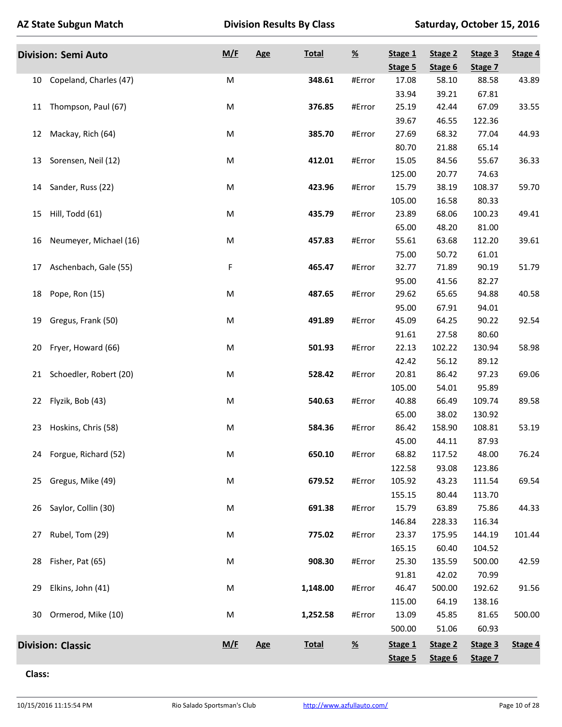# AZ State Subgun Match

**Division Results By Class** — Saturday, October 15, 2016

## Division: Semi Auto

| # | Name | M/F | Age | Total | % | Stage 1 / Stage 5 | Stage 2 / Stage 6 | Stage 3 / Stage 7 | Stage 4 |
|---|---|---|---|---|---|---|---|---|---|
| 10 | Copeland, Charles (47) | M | | **348.61** | #Error | 17.08 | 58.10 | 88.58 | 43.89 |
| | | | | | | 33.94 | 39.21 | 67.81 | |
| 11 | Thompson, Paul (67) | M | | **376.85** | #Error | 25.19 | 42.44 | 67.09 | 33.55 |
| | | | | | | 39.67 | 46.55 | 122.36 | |
| 12 | Mackay, Rich (64) | M | | **385.70** | #Error | 27.69 | 68.32 | 77.04 | 44.93 |
| | | | | | | 80.70 | 21.88 | 65.14 | |
| 13 | Sorensen, Neil (12) | M | | **412.01** | #Error | 15.05 | 84.56 | 55.67 | 36.33 |
| | | | | | | 125.00 | 20.77 | 74.63 | |
| 14 | Sander, Russ (22) | M | | **423.96** | #Error | 15.79 | 38.19 | 108.37 | 59.70 |
| | | | | | | 105.00 | 16.58 | 80.33 | |
| 15 | Hill, Todd (61) | M | | **435.79** | #Error | 23.89 | 68.06 | 100.23 | 49.41 |
| | | | | | | 65.00 | 48.20 | 81.00 | |
| 16 | Neumeyer, Michael (16) | M | | **457.83** | #Error | 55.61 | 63.68 | 112.20 | 39.61 |
| | | | | | | 75.00 | 50.72 | 61.01 | |
| 17 | Aschenbach, Gale (55) | F | | **465.47** | #Error | 32.77 | 71.89 | 90.19 | 51.79 |
| | | | | | | 95.00 | 41.56 | 82.27 | |
| 18 | Pope, Ron (15) | M | | **487.65** | #Error | 29.62 | 65.65 | 94.88 | 40.58 |
| | | | | | | 95.00 | 67.91 | 94.01 | |
| 19 | Gregus, Frank (50) | M | | **491.89** | #Error | 45.09 | 64.25 | 90.22 | 92.54 |
| | | | | | | 91.61 | 27.58 | 80.60 | |
| 20 | Fryer, Howard (66) | M | | **501.93** | #Error | 22.13 | 102.22 | 130.94 | 58.98 |
| | | | | | | 42.42 | 56.12 | 89.12 | |
| 21 | Schoedler, Robert (20) | M | | **528.42** | #Error | 20.81 | 86.42 | 97.23 | 69.06 |
| | | | | | | 105.00 | 54.01 | 95.89 | |
| 22 | Flyzik, Bob (43) | M | | **540.63** | #Error | 40.88 | 66.49 | 109.74 | 89.58 |
| | | | | | | 65.00 | 38.02 | 130.92 | |
| 23 | Hoskins, Chris (58) | M | | **584.36** | #Error | 86.42 | 158.90 | 108.81 | 53.19 |
| | | | | | | 45.00 | 44.11 | 87.93 | |
| 24 | Forgue, Richard (52) | M | | **650.10** | #Error | 68.82 | 117.52 | 48.00 | 76.24 |
| | | | | | | 122.58 | 93.08 | 123.86 | |
| 25 | Gregus, Mike (49) | M | | **679.52** | #Error | 105.92 | 43.23 | 111.54 | 69.54 |
| | | | | | | 155.15 | 80.44 | 113.70 | |
| 26 | Saylor, Collin (30) | M | | **691.38** | #Error | 15.79 | 63.89 | 75.86 | 44.33 |
| | | | | | | 146.84 | 228.33 | 116.34 | |
| 27 | Rubel, Tom (29) | M | | **775.02** | #Error | 23.37 | 175.95 | 144.19 | 101.44 |
| | | | | | | 165.15 | 60.40 | 104.52 | |
| 28 | Fisher, Pat (65) | M | | **908.30** | #Error | 25.30 | 135.59 | 500.00 | 42.59 |
| | | | | | | 91.81 | 42.02 | 70.99 | |
| 29 | Elkins, John (41) | M | | **1,148.00** | #Error | 46.47 | 500.00 | 192.62 | 91.56 |
| | | | | | | 115.00 | 64.19 | 138.16 | |
| 30 | Ormerod, Mike (10) | M | | **1,252.58** | #Error | 13.09 | 45.85 | 81.65 | 500.00 |
| | | | | | | 500.00 | 51.06 | 60.93 | |

## Division: Classic

| M/F | Age | Total | % | Stage 1 / Stage 5 | Stage 2 / Stage 6 | Stage 3 / Stage 7 | Stage 4 |
|---|---|---|---|---|---|---|---|

**Class:**

10/15/2016 11:15:54 PM — Rio Salado Sportsman's Club — http://www.azfullauto.com/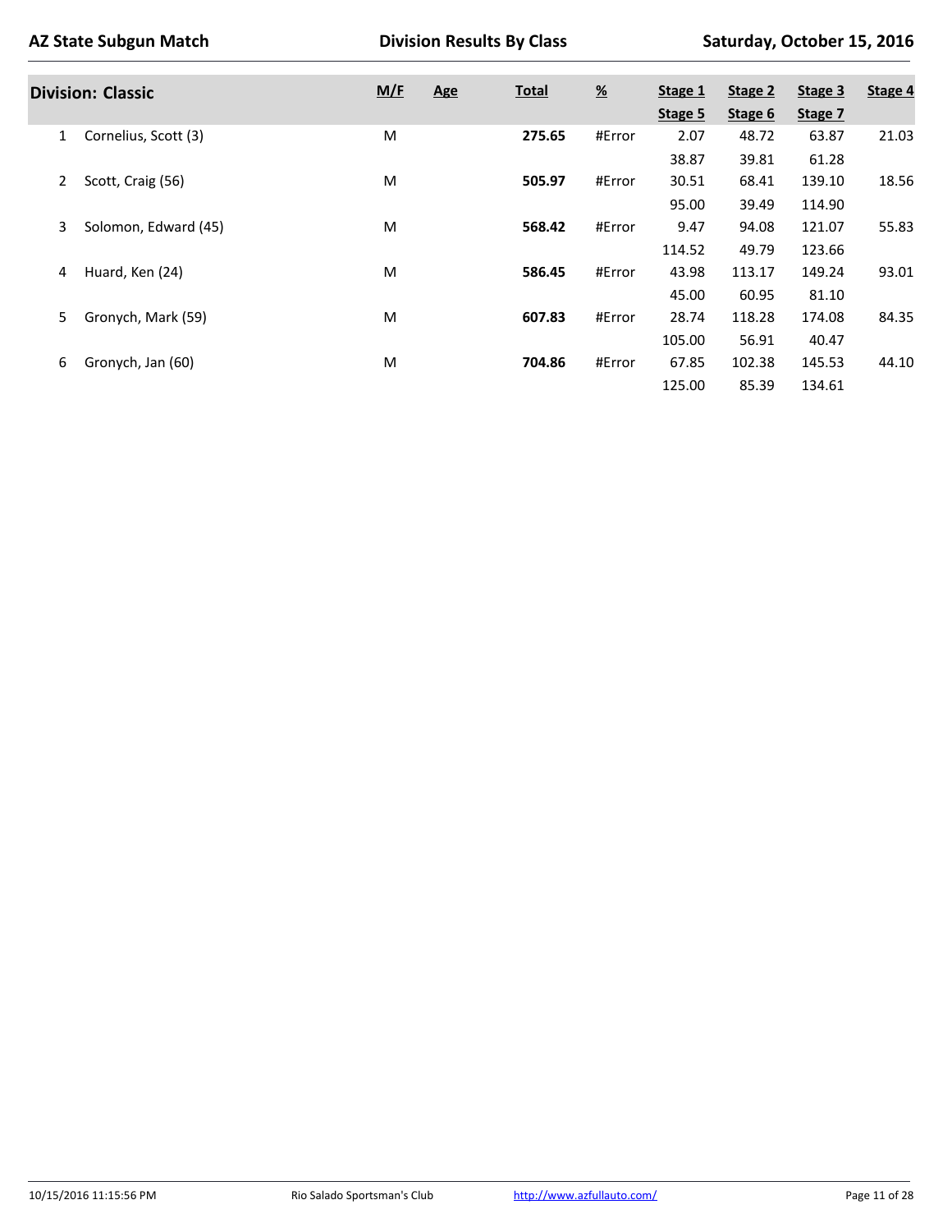AZ State Subgun Match — Division Results By Class — Saturday, October 15, 2016

## Division: Classic

| # | Name | M/F | Age | Total | % | Stage 1 / Stage 5 | Stage 2 / Stage 6 | Stage 3 / Stage 7 | Stage 4 |
|---|---|---|---|---|---|---|---|---|---|
| 1 | Cornelius, Scott (3) | M | | **275.65** | #Error | 2.07 | 48.72 | 63.87 | 21.03 |
| | | | | | | 38.87 | 39.81 | 61.28 | |
| 2 | Scott, Craig (56) | M | | **505.97** | #Error | 30.51 | 68.41 | 139.10 | 18.56 |
| | | | | | | 95.00 | 39.49 | 114.90 | |
| 3 | Solomon, Edward (45) | M | | **568.42** | #Error | 9.47 | 94.08 | 121.07 | 55.83 |
| | | | | | | 114.52 | 49.79 | 123.66 | |
| 4 | Huard, Ken (24) | M | | **586.45** | #Error | 43.98 | 113.17 | 149.24 | 93.01 |
| | | | | | | 45.00 | 60.95 | 81.10 | |
| 5 | Gronych, Mark (59) | M | | **607.83** | #Error | 28.74 | 118.28 | 174.08 | 84.35 |
| | | | | | | 105.00 | 56.91 | 40.47 | |
| 6 | Gronych, Jan (60) | M | | **704.86** | #Error | 67.85 | 102.38 | 145.53 | 44.10 |
| | | | | | | 125.00 | 85.39 | 134.61 | |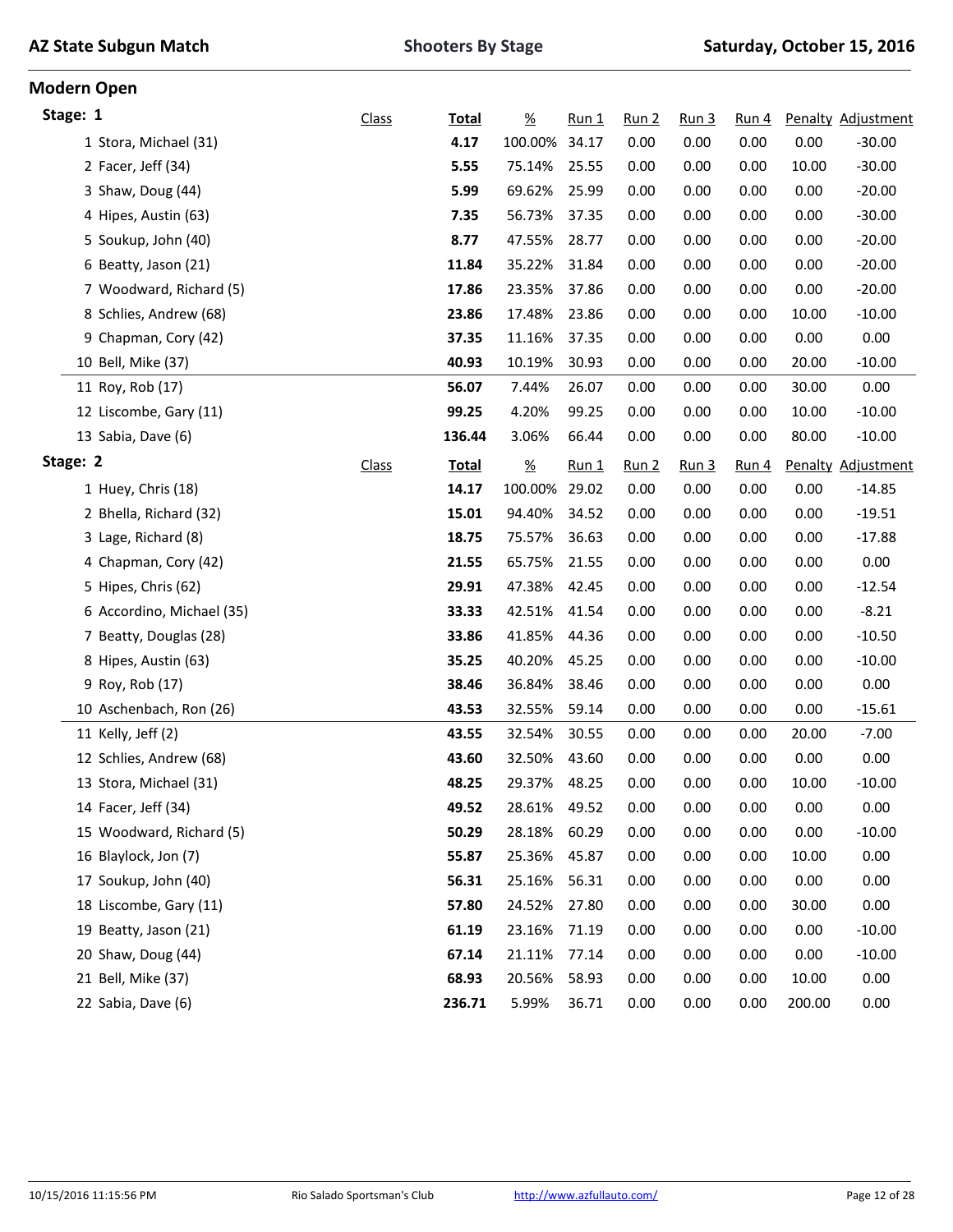## AZ State Subgun Match — Shooters By Stage — Saturday, October 15, 2016

### Modern Open

**Stage: 1**

| | Class | Total | % | Run 1 | Run 2 | Run 3 | Run 4 | Penalty | Adjustment |
|---|---|---|---|---|---|---|---|---|---|
| 1 Stora, Michael (31) | | **4.17** | 100.00% | 34.17 | 0.00 | 0.00 | 0.00 | 0.00 | -30.00 |
| 2 Facer, Jeff (34) | | **5.55** | 75.14% | 25.55 | 0.00 | 0.00 | 0.00 | 10.00 | -30.00 |
| 3 Shaw, Doug (44) | | **5.99** | 69.62% | 25.99 | 0.00 | 0.00 | 0.00 | 0.00 | -20.00 |
| 4 Hipes, Austin (63) | | **7.35** | 56.73% | 37.35 | 0.00 | 0.00 | 0.00 | 0.00 | -30.00 |
| 5 Soukup, John (40) | | **8.77** | 47.55% | 28.77 | 0.00 | 0.00 | 0.00 | 0.00 | -20.00 |
| 6 Beatty, Jason (21) | | **11.84** | 35.22% | 31.84 | 0.00 | 0.00 | 0.00 | 0.00 | -20.00 |
| 7 Woodward, Richard (5) | | **17.86** | 23.35% | 37.86 | 0.00 | 0.00 | 0.00 | 0.00 | -20.00 |
| 8 Schlies, Andrew (68) | | **23.86** | 17.48% | 23.86 | 0.00 | 0.00 | 0.00 | 10.00 | -10.00 |
| 9 Chapman, Cory (42) | | **37.35** | 11.16% | 37.35 | 0.00 | 0.00 | 0.00 | 0.00 | 0.00 |
| 10 Bell, Mike (37) | | **40.93** | 10.19% | 30.93 | 0.00 | 0.00 | 0.00 | 20.00 | -10.00 |
| 11 Roy, Rob (17) | | **56.07** | 7.44% | 26.07 | 0.00 | 0.00 | 0.00 | 30.00 | 0.00 |
| 12 Liscombe, Gary (11) | | **99.25** | 4.20% | 99.25 | 0.00 | 0.00 | 0.00 | 10.00 | -10.00 |
| 13 Sabia, Dave (6) | | **136.44** | 3.06% | 66.44 | 0.00 | 0.00 | 0.00 | 80.00 | -10.00 |

**Stage: 2**

| | Class | Total | % | Run 1 | Run 2 | Run 3 | Run 4 | Penalty | Adjustment |
|---|---|---|---|---|---|---|---|---|---|
| 1 Huey, Chris (18) | | **14.17** | 100.00% | 29.02 | 0.00 | 0.00 | 0.00 | 0.00 | -14.85 |
| 2 Bhella, Richard (32) | | **15.01** | 94.40% | 34.52 | 0.00 | 0.00 | 0.00 | 0.00 | -19.51 |
| 3 Lage, Richard (8) | | **18.75** | 75.57% | 36.63 | 0.00 | 0.00 | 0.00 | 0.00 | -17.88 |
| 4 Chapman, Cory (42) | | **21.55** | 65.75% | 21.55 | 0.00 | 0.00 | 0.00 | 0.00 | 0.00 |
| 5 Hipes, Chris (62) | | **29.91** | 47.38% | 42.45 | 0.00 | 0.00 | 0.00 | 0.00 | -12.54 |
| 6 Accordino, Michael (35) | | **33.33** | 42.51% | 41.54 | 0.00 | 0.00 | 0.00 | 0.00 | -8.21 |
| 7 Beatty, Douglas (28) | | **33.86** | 41.85% | 44.36 | 0.00 | 0.00 | 0.00 | 0.00 | -10.50 |
| 8 Hipes, Austin (63) | | **35.25** | 40.20% | 45.25 | 0.00 | 0.00 | 0.00 | 0.00 | -10.00 |
| 9 Roy, Rob (17) | | **38.46** | 36.84% | 38.46 | 0.00 | 0.00 | 0.00 | 0.00 | 0.00 |
| 10 Aschenbach, Ron (26) | | **43.53** | 32.55% | 59.14 | 0.00 | 0.00 | 0.00 | 0.00 | -15.61 |
| 11 Kelly, Jeff (2) | | **43.55** | 32.54% | 30.55 | 0.00 | 0.00 | 0.00 | 20.00 | -7.00 |
| 12 Schlies, Andrew (68) | | **43.60** | 32.50% | 43.60 | 0.00 | 0.00 | 0.00 | 0.00 | 0.00 |
| 13 Stora, Michael (31) | | **48.25** | 29.37% | 48.25 | 0.00 | 0.00 | 0.00 | 10.00 | -10.00 |
| 14 Facer, Jeff (34) | | **49.52** | 28.61% | 49.52 | 0.00 | 0.00 | 0.00 | 0.00 | 0.00 |
| 15 Woodward, Richard (5) | | **50.29** | 28.18% | 60.29 | 0.00 | 0.00 | 0.00 | 0.00 | -10.00 |
| 16 Blaylock, Jon (7) | | **55.87** | 25.36% | 45.87 | 0.00 | 0.00 | 0.00 | 10.00 | 0.00 |
| 17 Soukup, John (40) | | **56.31** | 25.16% | 56.31 | 0.00 | 0.00 | 0.00 | 0.00 | 0.00 |
| 18 Liscombe, Gary (11) | | **57.80** | 24.52% | 27.80 | 0.00 | 0.00 | 0.00 | 30.00 | 0.00 |
| 19 Beatty, Jason (21) | | **61.19** | 23.16% | 71.19 | 0.00 | 0.00 | 0.00 | 0.00 | -10.00 |
| 20 Shaw, Doug (44) | | **67.14** | 21.11% | 77.14 | 0.00 | 0.00 | 0.00 | 0.00 | -10.00 |
| 21 Bell, Mike (37) | | **68.93** | 20.56% | 58.93 | 0.00 | 0.00 | 0.00 | 10.00 | 0.00 |
| 22 Sabia, Dave (6) | | **236.71** | 5.99% | 36.71 | 0.00 | 0.00 | 0.00 | 200.00 | 0.00 |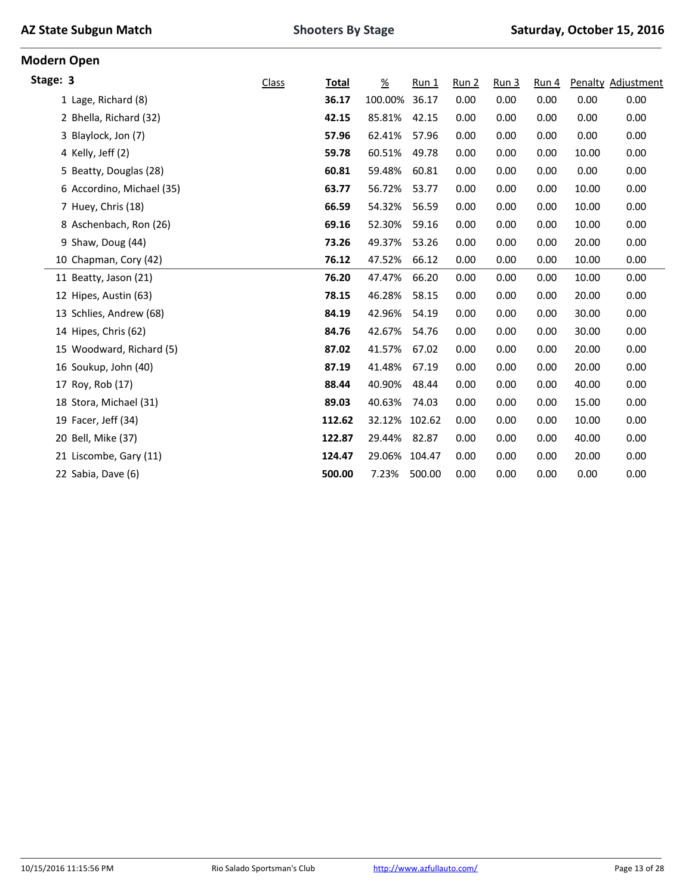# AZ State Subgun Match

## Shooters By Stage

Saturday, October 15, 2016

## Modern Open

### Stage: 3

| | Class | Total | % | Run 1 | Run 2 | Run 3 | Run 4 | Penalty | Adjustment |
|---|---|---|---|---|---|---|---|---|---|
| 1 Lage, Richard (8) | | **36.17** | 100.00% | 36.17 | 0.00 | 0.00 | 0.00 | 0.00 | 0.00 |
| 2 Bhella, Richard (32) | | **42.15** | 85.81% | 42.15 | 0.00 | 0.00 | 0.00 | 0.00 | 0.00 |
| 3 Blaylock, Jon (7) | | **57.96** | 62.41% | 57.96 | 0.00 | 0.00 | 0.00 | 0.00 | 0.00 |
| 4 Kelly, Jeff (2) | | **59.78** | 60.51% | 49.78 | 0.00 | 0.00 | 0.00 | 10.00 | 0.00 |
| 5 Beatty, Douglas (28) | | **60.81** | 59.48% | 60.81 | 0.00 | 0.00 | 0.00 | 0.00 | 0.00 |
| 6 Accordino, Michael (35) | | **63.77** | 56.72% | 53.77 | 0.00 | 0.00 | 0.00 | 10.00 | 0.00 |
| 7 Huey, Chris (18) | | **66.59** | 54.32% | 56.59 | 0.00 | 0.00 | 0.00 | 10.00 | 0.00 |
| 8 Aschenbach, Ron (26) | | **69.16** | 52.30% | 59.16 | 0.00 | 0.00 | 0.00 | 10.00 | 0.00 |
| 9 Shaw, Doug (44) | | **73.26** | 49.37% | 53.26 | 0.00 | 0.00 | 0.00 | 20.00 | 0.00 |
| 10 Chapman, Cory (42) | | **76.12** | 47.52% | 66.12 | 0.00 | 0.00 | 0.00 | 10.00 | 0.00 |
| 11 Beatty, Jason (21) | | **76.20** | 47.47% | 66.20 | 0.00 | 0.00 | 0.00 | 10.00 | 0.00 |
| 12 Hipes, Austin (63) | | **78.15** | 46.28% | 58.15 | 0.00 | 0.00 | 0.00 | 20.00 | 0.00 |
| 13 Schlies, Andrew (68) | | **84.19** | 42.96% | 54.19 | 0.00 | 0.00 | 0.00 | 30.00 | 0.00 |
| 14 Hipes, Chris (62) | | **84.76** | 42.67% | 54.76 | 0.00 | 0.00 | 0.00 | 30.00 | 0.00 |
| 15 Woodward, Richard (5) | | **87.02** | 41.57% | 67.02 | 0.00 | 0.00 | 0.00 | 20.00 | 0.00 |
| 16 Soukup, John (40) | | **87.19** | 41.48% | 67.19 | 0.00 | 0.00 | 0.00 | 20.00 | 0.00 |
| 17 Roy, Rob (17) | | **88.44** | 40.90% | 48.44 | 0.00 | 0.00 | 0.00 | 40.00 | 0.00 |
| 18 Stora, Michael (31) | | **89.03** | 40.63% | 74.03 | 0.00 | 0.00 | 0.00 | 15.00 | 0.00 |
| 19 Facer, Jeff (34) | | **112.62** | 32.12% | 102.62 | 0.00 | 0.00 | 0.00 | 10.00 | 0.00 |
| 20 Bell, Mike (37) | | **122.87** | 29.44% | 82.87 | 0.00 | 0.00 | 0.00 | 40.00 | 0.00 |
| 21 Liscombe, Gary (11) | | **124.47** | 29.06% | 104.47 | 0.00 | 0.00 | 0.00 | 20.00 | 0.00 |
| 22 Sabia, Dave (6) | | **500.00** | 7.23% | 500.00 | 0.00 | 0.00 | 0.00 | 0.00 | 0.00 |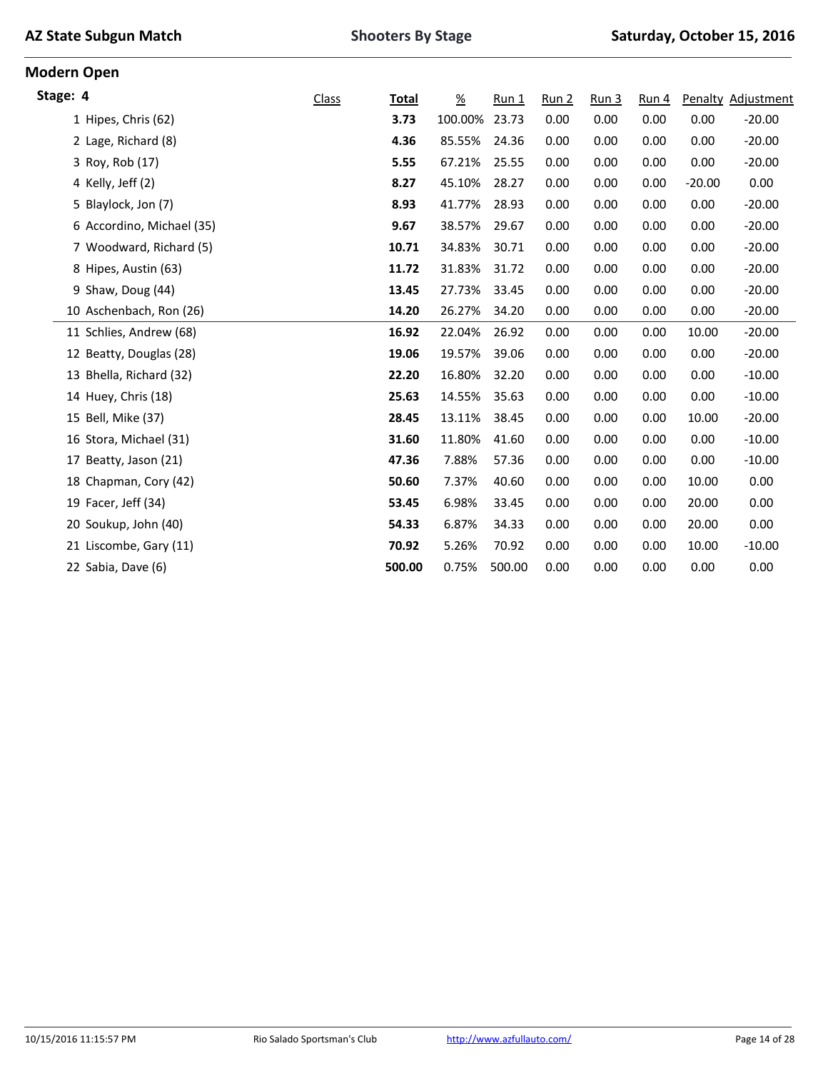## Modern Open

### Stage: 4

| | Class | Total | % | Run 1 | Run 2 | Run 3 | Run 4 | Penalty | Adjustment |
|---|---|---|---|---|---|---|---|---|---|
| 1 Hipes, Chris (62) | | **3.73** | 100.00% | 23.73 | 0.00 | 0.00 | 0.00 | 0.00 | -20.00 |
| 2 Lage, Richard (8) | | **4.36** | 85.55% | 24.36 | 0.00 | 0.00 | 0.00 | 0.00 | -20.00 |
| 3 Roy, Rob (17) | | **5.55** | 67.21% | 25.55 | 0.00 | 0.00 | 0.00 | 0.00 | -20.00 |
| 4 Kelly, Jeff (2) | | **8.27** | 45.10% | 28.27 | 0.00 | 0.00 | 0.00 | -20.00 | 0.00 |
| 5 Blaylock, Jon (7) | | **8.93** | 41.77% | 28.93 | 0.00 | 0.00 | 0.00 | 0.00 | -20.00 |
| 6 Accordino, Michael (35) | | **9.67** | 38.57% | 29.67 | 0.00 | 0.00 | 0.00 | 0.00 | -20.00 |
| 7 Woodward, Richard (5) | | **10.71** | 34.83% | 30.71 | 0.00 | 0.00 | 0.00 | 0.00 | -20.00 |
| 8 Hipes, Austin (63) | | **11.72** | 31.83% | 31.72 | 0.00 | 0.00 | 0.00 | 0.00 | -20.00 |
| 9 Shaw, Doug (44) | | **13.45** | 27.73% | 33.45 | 0.00 | 0.00 | 0.00 | 0.00 | -20.00 |
| 10 Aschenbach, Ron (26) | | **14.20** | 26.27% | 34.20 | 0.00 | 0.00 | 0.00 | 0.00 | -20.00 |
| 11 Schlies, Andrew (68) | | **16.92** | 22.04% | 26.92 | 0.00 | 0.00 | 0.00 | 10.00 | -20.00 |
| 12 Beatty, Douglas (28) | | **19.06** | 19.57% | 39.06 | 0.00 | 0.00 | 0.00 | 0.00 | -20.00 |
| 13 Bhella, Richard (32) | | **22.20** | 16.80% | 32.20 | 0.00 | 0.00 | 0.00 | 0.00 | -10.00 |
| 14 Huey, Chris (18) | | **25.63** | 14.55% | 35.63 | 0.00 | 0.00 | 0.00 | 0.00 | -10.00 |
| 15 Bell, Mike (37) | | **28.45** | 13.11% | 38.45 | 0.00 | 0.00 | 0.00 | 10.00 | -20.00 |
| 16 Stora, Michael (31) | | **31.60** | 11.80% | 41.60 | 0.00 | 0.00 | 0.00 | 0.00 | -10.00 |
| 17 Beatty, Jason (21) | | **47.36** | 7.88% | 57.36 | 0.00 | 0.00 | 0.00 | 0.00 | -10.00 |
| 18 Chapman, Cory (42) | | **50.60** | 7.37% | 40.60 | 0.00 | 0.00 | 0.00 | 10.00 | 0.00 |
| 19 Facer, Jeff (34) | | **53.45** | 6.98% | 33.45 | 0.00 | 0.00 | 0.00 | 20.00 | 0.00 |
| 20 Soukup, John (40) | | **54.33** | 6.87% | 34.33 | 0.00 | 0.00 | 0.00 | 20.00 | 0.00 |
| 21 Liscombe, Gary (11) | | **70.92** | 5.26% | 70.92 | 0.00 | 0.00 | 0.00 | 10.00 | -10.00 |
| 22 Sabia, Dave (6) | | **500.00** | 0.75% | 500.00 | 0.00 | 0.00 | 0.00 | 0.00 | 0.00 |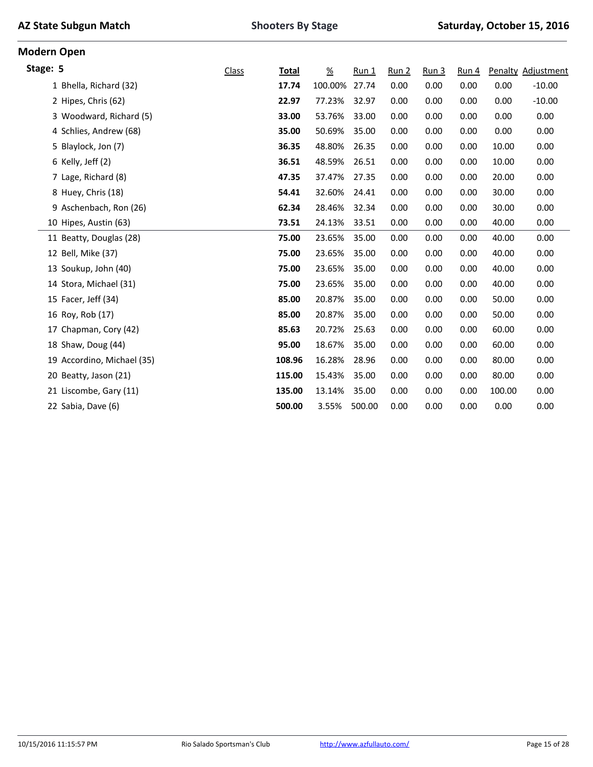## Modern Open

### Stage: 5

| | Class | Total | % | Run 1 | Run 2 | Run 3 | Run 4 | Penalty | Adjustment |
|---|---|---|---|---|---|---|---|---|---|
| 1 Bhella, Richard (32) | | **17.74** | 100.00% | 27.74 | 0.00 | 0.00 | 0.00 | 0.00 | -10.00 |
| 2 Hipes, Chris (62) | | **22.97** | 77.23% | 32.97 | 0.00 | 0.00 | 0.00 | 0.00 | -10.00 |
| 3 Woodward, Richard (5) | | **33.00** | 53.76% | 33.00 | 0.00 | 0.00 | 0.00 | 0.00 | 0.00 |
| 4 Schlies, Andrew (68) | | **35.00** | 50.69% | 35.00 | 0.00 | 0.00 | 0.00 | 0.00 | 0.00 |
| 5 Blaylock, Jon (7) | | **36.35** | 48.80% | 26.35 | 0.00 | 0.00 | 0.00 | 10.00 | 0.00 |
| 6 Kelly, Jeff (2) | | **36.51** | 48.59% | 26.51 | 0.00 | 0.00 | 0.00 | 10.00 | 0.00 |
| 7 Lage, Richard (8) | | **47.35** | 37.47% | 27.35 | 0.00 | 0.00 | 0.00 | 20.00 | 0.00 |
| 8 Huey, Chris (18) | | **54.41** | 32.60% | 24.41 | 0.00 | 0.00 | 0.00 | 30.00 | 0.00 |
| 9 Aschenbach, Ron (26) | | **62.34** | 28.46% | 32.34 | 0.00 | 0.00 | 0.00 | 30.00 | 0.00 |
| 10 Hipes, Austin (63) | | **73.51** | 24.13% | 33.51 | 0.00 | 0.00 | 0.00 | 40.00 | 0.00 |
| 11 Beatty, Douglas (28) | | **75.00** | 23.65% | 35.00 | 0.00 | 0.00 | 0.00 | 40.00 | 0.00 |
| 12 Bell, Mike (37) | | **75.00** | 23.65% | 35.00 | 0.00 | 0.00 | 0.00 | 40.00 | 0.00 |
| 13 Soukup, John (40) | | **75.00** | 23.65% | 35.00 | 0.00 | 0.00 | 0.00 | 40.00 | 0.00 |
| 14 Stora, Michael (31) | | **75.00** | 23.65% | 35.00 | 0.00 | 0.00 | 0.00 | 40.00 | 0.00 |
| 15 Facer, Jeff (34) | | **85.00** | 20.87% | 35.00 | 0.00 | 0.00 | 0.00 | 50.00 | 0.00 |
| 16 Roy, Rob (17) | | **85.00** | 20.87% | 35.00 | 0.00 | 0.00 | 0.00 | 50.00 | 0.00 |
| 17 Chapman, Cory (42) | | **85.63** | 20.72% | 25.63 | 0.00 | 0.00 | 0.00 | 60.00 | 0.00 |
| 18 Shaw, Doug (44) | | **95.00** | 18.67% | 35.00 | 0.00 | 0.00 | 0.00 | 60.00 | 0.00 |
| 19 Accordino, Michael (35) | | **108.96** | 16.28% | 28.96 | 0.00 | 0.00 | 0.00 | 80.00 | 0.00 |
| 20 Beatty, Jason (21) | | **115.00** | 15.43% | 35.00 | 0.00 | 0.00 | 0.00 | 80.00 | 0.00 |
| 21 Liscombe, Gary (11) | | **135.00** | 13.14% | 35.00 | 0.00 | 0.00 | 0.00 | 100.00 | 0.00 |
| 22 Sabia, Dave (6) | | **500.00** | 3.55% | 500.00 | 0.00 | 0.00 | 0.00 | 0.00 | 0.00 |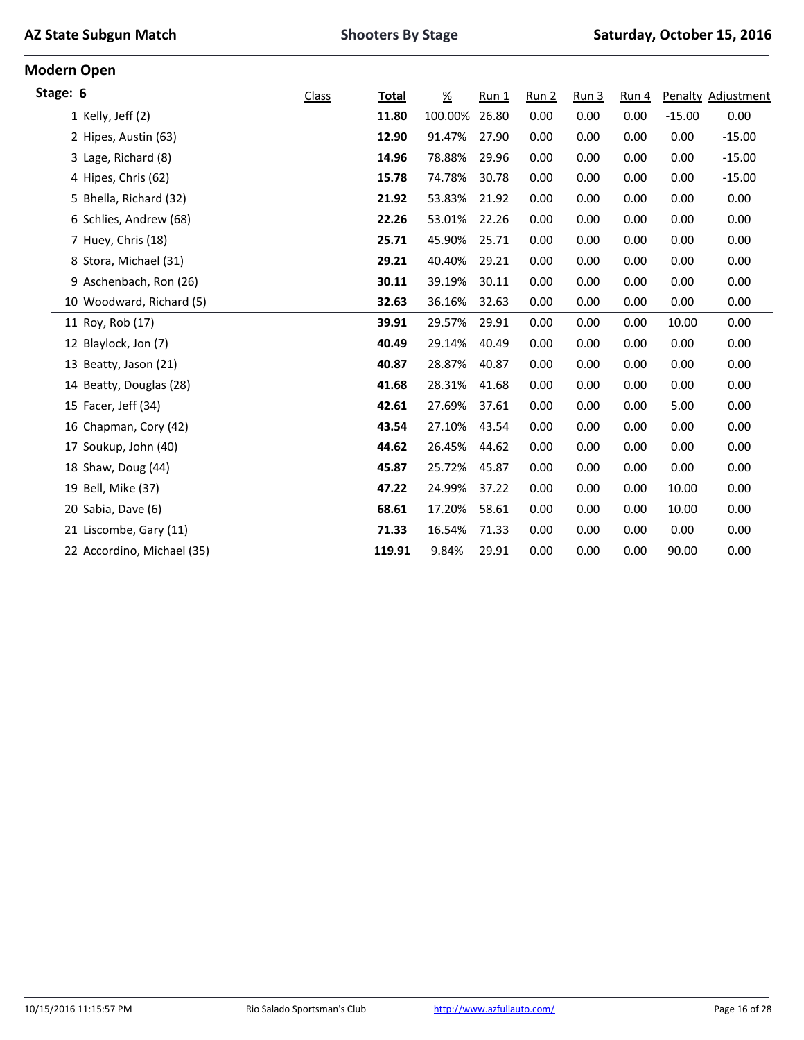## Modern Open

### Stage: 6

| | Class | Total | % | Run 1 | Run 2 | Run 3 | Run 4 | Penalty | Adjustment |
|---|---|---|---|---|---|---|---|---|---|
| 1 Kelly, Jeff (2) | | **11.80** | 100.00% | 26.80 | 0.00 | 0.00 | 0.00 | -15.00 | 0.00 |
| 2 Hipes, Austin (63) | | **12.90** | 91.47% | 27.90 | 0.00 | 0.00 | 0.00 | 0.00 | -15.00 |
| 3 Lage, Richard (8) | | **14.96** | 78.88% | 29.96 | 0.00 | 0.00 | 0.00 | 0.00 | -15.00 |
| 4 Hipes, Chris (62) | | **15.78** | 74.78% | 30.78 | 0.00 | 0.00 | 0.00 | 0.00 | -15.00 |
| 5 Bhella, Richard (32) | | **21.92** | 53.83% | 21.92 | 0.00 | 0.00 | 0.00 | 0.00 | 0.00 |
| 6 Schlies, Andrew (68) | | **22.26** | 53.01% | 22.26 | 0.00 | 0.00 | 0.00 | 0.00 | 0.00 |
| 7 Huey, Chris (18) | | **25.71** | 45.90% | 25.71 | 0.00 | 0.00 | 0.00 | 0.00 | 0.00 |
| 8 Stora, Michael (31) | | **29.21** | 40.40% | 29.21 | 0.00 | 0.00 | 0.00 | 0.00 | 0.00 |
| 9 Aschenbach, Ron (26) | | **30.11** | 39.19% | 30.11 | 0.00 | 0.00 | 0.00 | 0.00 | 0.00 |
| 10 Woodward, Richard (5) | | **32.63** | 36.16% | 32.63 | 0.00 | 0.00 | 0.00 | 0.00 | 0.00 |
| 11 Roy, Rob (17) | | **39.91** | 29.57% | 29.91 | 0.00 | 0.00 | 0.00 | 10.00 | 0.00 |
| 12 Blaylock, Jon (7) | | **40.49** | 29.14% | 40.49 | 0.00 | 0.00 | 0.00 | 0.00 | 0.00 |
| 13 Beatty, Jason (21) | | **40.87** | 28.87% | 40.87 | 0.00 | 0.00 | 0.00 | 0.00 | 0.00 |
| 14 Beatty, Douglas (28) | | **41.68** | 28.31% | 41.68 | 0.00 | 0.00 | 0.00 | 0.00 | 0.00 |
| 15 Facer, Jeff (34) | | **42.61** | 27.69% | 37.61 | 0.00 | 0.00 | 0.00 | 5.00 | 0.00 |
| 16 Chapman, Cory (42) | | **43.54** | 27.10% | 43.54 | 0.00 | 0.00 | 0.00 | 0.00 | 0.00 |
| 17 Soukup, John (40) | | **44.62** | 26.45% | 44.62 | 0.00 | 0.00 | 0.00 | 0.00 | 0.00 |
| 18 Shaw, Doug (44) | | **45.87** | 25.72% | 45.87 | 0.00 | 0.00 | 0.00 | 0.00 | 0.00 |
| 19 Bell, Mike (37) | | **47.22** | 24.99% | 37.22 | 0.00 | 0.00 | 0.00 | 10.00 | 0.00 |
| 20 Sabia, Dave (6) | | **68.61** | 17.20% | 58.61 | 0.00 | 0.00 | 0.00 | 10.00 | 0.00 |
| 21 Liscombe, Gary (11) | | **71.33** | 16.54% | 71.33 | 0.00 | 0.00 | 0.00 | 0.00 | 0.00 |
| 22 Accordino, Michael (35) | | **119.91** | 9.84% | 29.91 | 0.00 | 0.00 | 0.00 | 90.00 | 0.00 |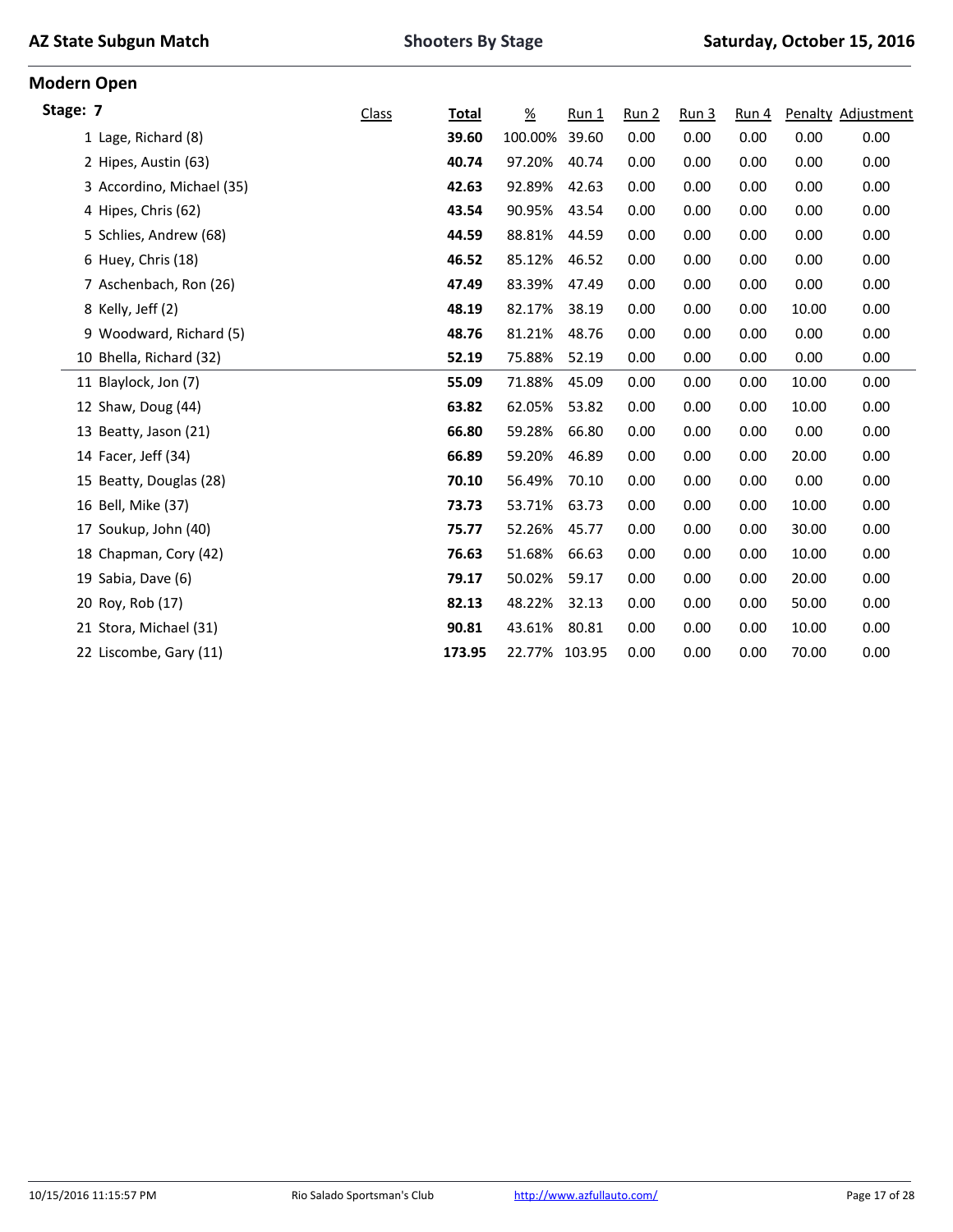## Modern Open

### Stage: 7

| | Class | Total | % | Run 1 | Run 2 | Run 3 | Run 4 | Penalty | Adjustment |
|---|---|---|---|---|---|---|---|---|---|
| 1 Lage, Richard (8) | | **39.60** | 100.00% | 39.60 | 0.00 | 0.00 | 0.00 | 0.00 | 0.00 |
| 2 Hipes, Austin (63) | | **40.74** | 97.20% | 40.74 | 0.00 | 0.00 | 0.00 | 0.00 | 0.00 |
| 3 Accordino, Michael (35) | | **42.63** | 92.89% | 42.63 | 0.00 | 0.00 | 0.00 | 0.00 | 0.00 |
| 4 Hipes, Chris (62) | | **43.54** | 90.95% | 43.54 | 0.00 | 0.00 | 0.00 | 0.00 | 0.00 |
| 5 Schlies, Andrew (68) | | **44.59** | 88.81% | 44.59 | 0.00 | 0.00 | 0.00 | 0.00 | 0.00 |
| 6 Huey, Chris (18) | | **46.52** | 85.12% | 46.52 | 0.00 | 0.00 | 0.00 | 0.00 | 0.00 |
| 7 Aschenbach, Ron (26) | | **47.49** | 83.39% | 47.49 | 0.00 | 0.00 | 0.00 | 0.00 | 0.00 |
| 8 Kelly, Jeff (2) | | **48.19** | 82.17% | 38.19 | 0.00 | 0.00 | 0.00 | 10.00 | 0.00 |
| 9 Woodward, Richard (5) | | **48.76** | 81.21% | 48.76 | 0.00 | 0.00 | 0.00 | 0.00 | 0.00 |
| 10 Bhella, Richard (32) | | **52.19** | 75.88% | 52.19 | 0.00 | 0.00 | 0.00 | 0.00 | 0.00 |
| 11 Blaylock, Jon (7) | | **55.09** | 71.88% | 45.09 | 0.00 | 0.00 | 0.00 | 10.00 | 0.00 |
| 12 Shaw, Doug (44) | | **63.82** | 62.05% | 53.82 | 0.00 | 0.00 | 0.00 | 10.00 | 0.00 |
| 13 Beatty, Jason (21) | | **66.80** | 59.28% | 66.80 | 0.00 | 0.00 | 0.00 | 0.00 | 0.00 |
| 14 Facer, Jeff (34) | | **66.89** | 59.20% | 46.89 | 0.00 | 0.00 | 0.00 | 20.00 | 0.00 |
| 15 Beatty, Douglas (28) | | **70.10** | 56.49% | 70.10 | 0.00 | 0.00 | 0.00 | 0.00 | 0.00 |
| 16 Bell, Mike (37) | | **73.73** | 53.71% | 63.73 | 0.00 | 0.00 | 0.00 | 10.00 | 0.00 |
| 17 Soukup, John (40) | | **75.77** | 52.26% | 45.77 | 0.00 | 0.00 | 0.00 | 30.00 | 0.00 |
| 18 Chapman, Cory (42) | | **76.63** | 51.68% | 66.63 | 0.00 | 0.00 | 0.00 | 10.00 | 0.00 |
| 19 Sabia, Dave (6) | | **79.17** | 50.02% | 59.17 | 0.00 | 0.00 | 0.00 | 20.00 | 0.00 |
| 20 Roy, Rob (17) | | **82.13** | 48.22% | 32.13 | 0.00 | 0.00 | 0.00 | 50.00 | 0.00 |
| 21 Stora, Michael (31) | | **90.81** | 43.61% | 80.81 | 0.00 | 0.00 | 0.00 | 10.00 | 0.00 |
| 22 Liscombe, Gary (11) | | **173.95** | 22.77% | 103.95 | 0.00 | 0.00 | 0.00 | 70.00 | 0.00 |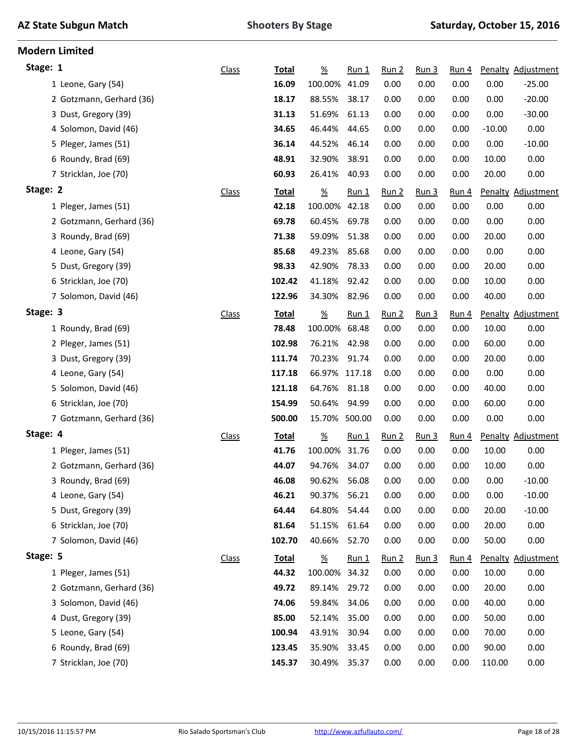# AZ State Subgun Match

**Shooters By Stage**

**Saturday, October 15, 2016**

## Modern Limited

### Stage: 1

| | Class | Total | % | Run 1 | Run 2 | Run 3 | Run 4 | Penalty | Adjustment |
|---|---|---|---|---|---|---|---|---|---|
| 1 Leone, Gary (54) | | **16.09** | 100.00% | 41.09 | 0.00 | 0.00 | 0.00 | 0.00 | -25.00 |
| 2 Gotzmann, Gerhard (36) | | **18.17** | 88.55% | 38.17 | 0.00 | 0.00 | 0.00 | 0.00 | -20.00 |
| 3 Dust, Gregory (39) | | **31.13** | 51.69% | 61.13 | 0.00 | 0.00 | 0.00 | 0.00 | -30.00 |
| 4 Solomon, David (46) | | **34.65** | 46.44% | 44.65 | 0.00 | 0.00 | 0.00 | -10.00 | 0.00 |
| 5 Pleger, James (51) | | **36.14** | 44.52% | 46.14 | 0.00 | 0.00 | 0.00 | 0.00 | -10.00 |
| 6 Roundy, Brad (69) | | **48.91** | 32.90% | 38.91 | 0.00 | 0.00 | 0.00 | 10.00 | 0.00 |
| 7 Stricklan, Joe (70) | | **60.93** | 26.41% | 40.93 | 0.00 | 0.00 | 0.00 | 20.00 | 0.00 |

### Stage: 2

| | Class | Total | % | Run 1 | Run 2 | Run 3 | Run 4 | Penalty | Adjustment |
|---|---|---|---|---|---|---|---|---|---|
| 1 Pleger, James (51) | | **42.18** | 100.00% | 42.18 | 0.00 | 0.00 | 0.00 | 0.00 | 0.00 |
| 2 Gotzmann, Gerhard (36) | | **69.78** | 60.45% | 69.78 | 0.00 | 0.00 | 0.00 | 0.00 | 0.00 |
| 3 Roundy, Brad (69) | | **71.38** | 59.09% | 51.38 | 0.00 | 0.00 | 0.00 | 20.00 | 0.00 |
| 4 Leone, Gary (54) | | **85.68** | 49.23% | 85.68 | 0.00 | 0.00 | 0.00 | 0.00 | 0.00 |
| 5 Dust, Gregory (39) | | **98.33** | 42.90% | 78.33 | 0.00 | 0.00 | 0.00 | 20.00 | 0.00 |
| 6 Stricklan, Joe (70) | | **102.42** | 41.18% | 92.42 | 0.00 | 0.00 | 0.00 | 10.00 | 0.00 |
| 7 Solomon, David (46) | | **122.96** | 34.30% | 82.96 | 0.00 | 0.00 | 0.00 | 40.00 | 0.00 |

### Stage: 3

| | Class | Total | % | Run 1 | Run 2 | Run 3 | Run 4 | Penalty | Adjustment |
|---|---|---|---|---|---|---|---|---|---|
| 1 Roundy, Brad (69) | | **78.48** | 100.00% | 68.48 | 0.00 | 0.00 | 0.00 | 10.00 | 0.00 |
| 2 Pleger, James (51) | | **102.98** | 76.21% | 42.98 | 0.00 | 0.00 | 0.00 | 60.00 | 0.00 |
| 3 Dust, Gregory (39) | | **111.74** | 70.23% | 91.74 | 0.00 | 0.00 | 0.00 | 20.00 | 0.00 |
| 4 Leone, Gary (54) | | **117.18** | 66.97% | 117.18 | 0.00 | 0.00 | 0.00 | 0.00 | 0.00 |
| 5 Solomon, David (46) | | **121.18** | 64.76% | 81.18 | 0.00 | 0.00 | 0.00 | 40.00 | 0.00 |
| 6 Stricklan, Joe (70) | | **154.99** | 50.64% | 94.99 | 0.00 | 0.00 | 0.00 | 60.00 | 0.00 |
| 7 Gotzmann, Gerhard (36) | | **500.00** | 15.70% | 500.00 | 0.00 | 0.00 | 0.00 | 0.00 | 0.00 |

### Stage: 4

| | Class | Total | % | Run 1 | Run 2 | Run 3 | Run 4 | Penalty | Adjustment |
|---|---|---|---|---|---|---|---|---|---|
| 1 Pleger, James (51) | | **41.76** | 100.00% | 31.76 | 0.00 | 0.00 | 0.00 | 10.00 | 0.00 |
| 2 Gotzmann, Gerhard (36) | | **44.07** | 94.76% | 34.07 | 0.00 | 0.00 | 0.00 | 10.00 | 0.00 |
| 3 Roundy, Brad (69) | | **46.08** | 90.62% | 56.08 | 0.00 | 0.00 | 0.00 | 0.00 | -10.00 |
| 4 Leone, Gary (54) | | **46.21** | 90.37% | 56.21 | 0.00 | 0.00 | 0.00 | 0.00 | -10.00 |
| 5 Dust, Gregory (39) | | **64.44** | 64.80% | 54.44 | 0.00 | 0.00 | 0.00 | 20.00 | -10.00 |
| 6 Stricklan, Joe (70) | | **81.64** | 51.15% | 61.64 | 0.00 | 0.00 | 0.00 | 20.00 | 0.00 |
| 7 Solomon, David (46) | | **102.70** | 40.66% | 52.70 | 0.00 | 0.00 | 0.00 | 50.00 | 0.00 |

### Stage: 5

| | Class | Total | % | Run 1 | Run 2 | Run 3 | Run 4 | Penalty | Adjustment |
|---|---|---|---|---|---|---|---|---|---|
| 1 Pleger, James (51) | | **44.32** | 100.00% | 34.32 | 0.00 | 0.00 | 0.00 | 10.00 | 0.00 |
| 2 Gotzmann, Gerhard (36) | | **49.72** | 89.14% | 29.72 | 0.00 | 0.00 | 0.00 | 20.00 | 0.00 |
| 3 Solomon, David (46) | | **74.06** | 59.84% | 34.06 | 0.00 | 0.00 | 0.00 | 40.00 | 0.00 |
| 4 Dust, Gregory (39) | | **85.00** | 52.14% | 35.00 | 0.00 | 0.00 | 0.00 | 50.00 | 0.00 |
| 5 Leone, Gary (54) | | **100.94** | 43.91% | 30.94 | 0.00 | 0.00 | 0.00 | 70.00 | 0.00 |
| 6 Roundy, Brad (69) | | **123.45** | 35.90% | 33.45 | 0.00 | 0.00 | 0.00 | 90.00 | 0.00 |
| 7 Stricklan, Joe (70) | | **145.37** | 30.49% | 35.37 | 0.00 | 0.00 | 0.00 | 110.00 | 0.00 |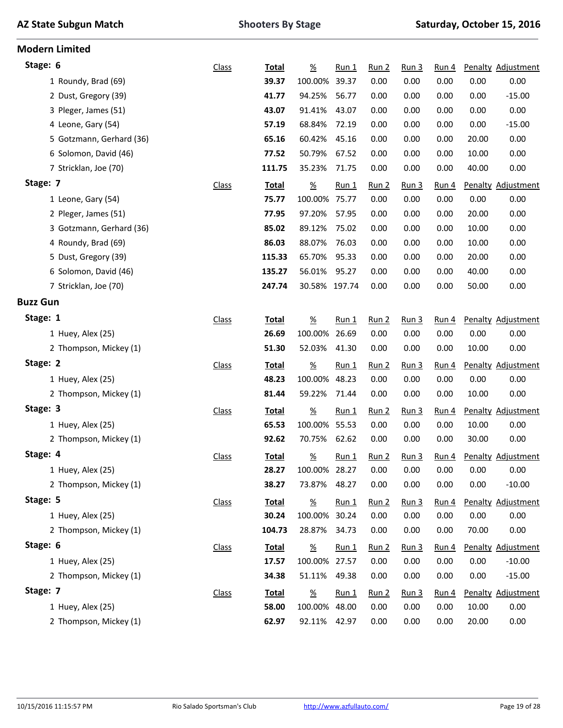AZ State Subgun Match — Shooters By Stage — Saturday, October 15, 2016

## Modern Limited

### Stage: 6

| | Class | Total | % | Run 1 | Run 2 | Run 3 | Run 4 | Penalty | Adjustment |
|---|---|---|---|---|---|---|---|---|---|
| 1 Roundy, Brad (69) | | **39.37** | 100.00% | 39.37 | 0.00 | 0.00 | 0.00 | 0.00 | 0.00 |
| 2 Dust, Gregory (39) | | **41.77** | 94.25% | 56.77 | 0.00 | 0.00 | 0.00 | 0.00 | -15.00 |
| 3 Pleger, James (51) | | **43.07** | 91.41% | 43.07 | 0.00 | 0.00 | 0.00 | 0.00 | 0.00 |
| 4 Leone, Gary (54) | | **57.19** | 68.84% | 72.19 | 0.00 | 0.00 | 0.00 | 0.00 | -15.00 |
| 5 Gotzmann, Gerhard (36) | | **65.16** | 60.42% | 45.16 | 0.00 | 0.00 | 0.00 | 20.00 | 0.00 |
| 6 Solomon, David (46) | | **77.52** | 50.79% | 67.52 | 0.00 | 0.00 | 0.00 | 10.00 | 0.00 |
| 7 Stricklan, Joe (70) | | **111.75** | 35.23% | 71.75 | 0.00 | 0.00 | 0.00 | 40.00 | 0.00 |

### Stage: 7

| | Class | Total | % | Run 1 | Run 2 | Run 3 | Run 4 | Penalty | Adjustment |
|---|---|---|---|---|---|---|---|---|---|
| 1 Leone, Gary (54) | | **75.77** | 100.00% | 75.77 | 0.00 | 0.00 | 0.00 | 0.00 | 0.00 |
| 2 Pleger, James (51) | | **77.95** | 97.20% | 57.95 | 0.00 | 0.00 | 0.00 | 20.00 | 0.00 |
| 3 Gotzmann, Gerhard (36) | | **85.02** | 89.12% | 75.02 | 0.00 | 0.00 | 0.00 | 10.00 | 0.00 |
| 4 Roundy, Brad (69) | | **86.03** | 88.07% | 76.03 | 0.00 | 0.00 | 0.00 | 10.00 | 0.00 |
| 5 Dust, Gregory (39) | | **115.33** | 65.70% | 95.33 | 0.00 | 0.00 | 0.00 | 20.00 | 0.00 |
| 6 Solomon, David (46) | | **135.27** | 56.01% | 95.27 | 0.00 | 0.00 | 0.00 | 40.00 | 0.00 |
| 7 Stricklan, Joe (70) | | **247.74** | 30.58% | 197.74 | 0.00 | 0.00 | 0.00 | 50.00 | 0.00 |

## Buzz Gun

### Stage: 1

| | Class | Total | % | Run 1 | Run 2 | Run 3 | Run 4 | Penalty | Adjustment |
|---|---|---|---|---|---|---|---|---|---|
| 1 Huey, Alex (25) | | **26.69** | 100.00% | 26.69 | 0.00 | 0.00 | 0.00 | 0.00 | 0.00 |
| 2 Thompson, Mickey (1) | | **51.30** | 52.03% | 41.30 | 0.00 | 0.00 | 0.00 | 10.00 | 0.00 |

### Stage: 2

| | Class | Total | % | Run 1 | Run 2 | Run 3 | Run 4 | Penalty | Adjustment |
|---|---|---|---|---|---|---|---|---|---|
| 1 Huey, Alex (25) | | **48.23** | 100.00% | 48.23 | 0.00 | 0.00 | 0.00 | 0.00 | 0.00 |
| 2 Thompson, Mickey (1) | | **81.44** | 59.22% | 71.44 | 0.00 | 0.00 | 0.00 | 10.00 | 0.00 |

### Stage: 3

| | Class | Total | % | Run 1 | Run 2 | Run 3 | Run 4 | Penalty | Adjustment |
|---|---|---|---|---|---|---|---|---|---|
| 1 Huey, Alex (25) | | **65.53** | 100.00% | 55.53 | 0.00 | 0.00 | 0.00 | 10.00 | 0.00 |
| 2 Thompson, Mickey (1) | | **92.62** | 70.75% | 62.62 | 0.00 | 0.00 | 0.00 | 30.00 | 0.00 |

### Stage: 4

| | Class | Total | % | Run 1 | Run 2 | Run 3 | Run 4 | Penalty | Adjustment |
|---|---|---|---|---|---|---|---|---|---|
| 1 Huey, Alex (25) | | **28.27** | 100.00% | 28.27 | 0.00 | 0.00 | 0.00 | 0.00 | 0.00 |
| 2 Thompson, Mickey (1) | | **38.27** | 73.87% | 48.27 | 0.00 | 0.00 | 0.00 | 0.00 | -10.00 |

### Stage: 5

| | Class | Total | % | Run 1 | Run 2 | Run 3 | Run 4 | Penalty | Adjustment |
|---|---|---|---|---|---|---|---|---|---|
| 1 Huey, Alex (25) | | **30.24** | 100.00% | 30.24 | 0.00 | 0.00 | 0.00 | 0.00 | 0.00 |
| 2 Thompson, Mickey (1) | | **104.73** | 28.87% | 34.73 | 0.00 | 0.00 | 0.00 | 70.00 | 0.00 |

### Stage: 6

| | Class | Total | % | Run 1 | Run 2 | Run 3 | Run 4 | Penalty | Adjustment |
|---|---|---|---|---|---|---|---|---|---|
| 1 Huey, Alex (25) | | **17.57** | 100.00% | 27.57 | 0.00 | 0.00 | 0.00 | 0.00 | -10.00 |
| 2 Thompson, Mickey (1) | | **34.38** | 51.11% | 49.38 | 0.00 | 0.00 | 0.00 | 0.00 | -15.00 |

### Stage: 7

| | Class | Total | % | Run 1 | Run 2 | Run 3 | Run 4 | Penalty | Adjustment |
|---|---|---|---|---|---|---|---|---|---|
| 1 Huey, Alex (25) | | **58.00** | 100.00% | 48.00 | 0.00 | 0.00 | 0.00 | 10.00 | 0.00 |
| 2 Thompson, Mickey (1) | | **62.97** | 92.11% | 42.97 | 0.00 | 0.00 | 0.00 | 20.00 | 0.00 |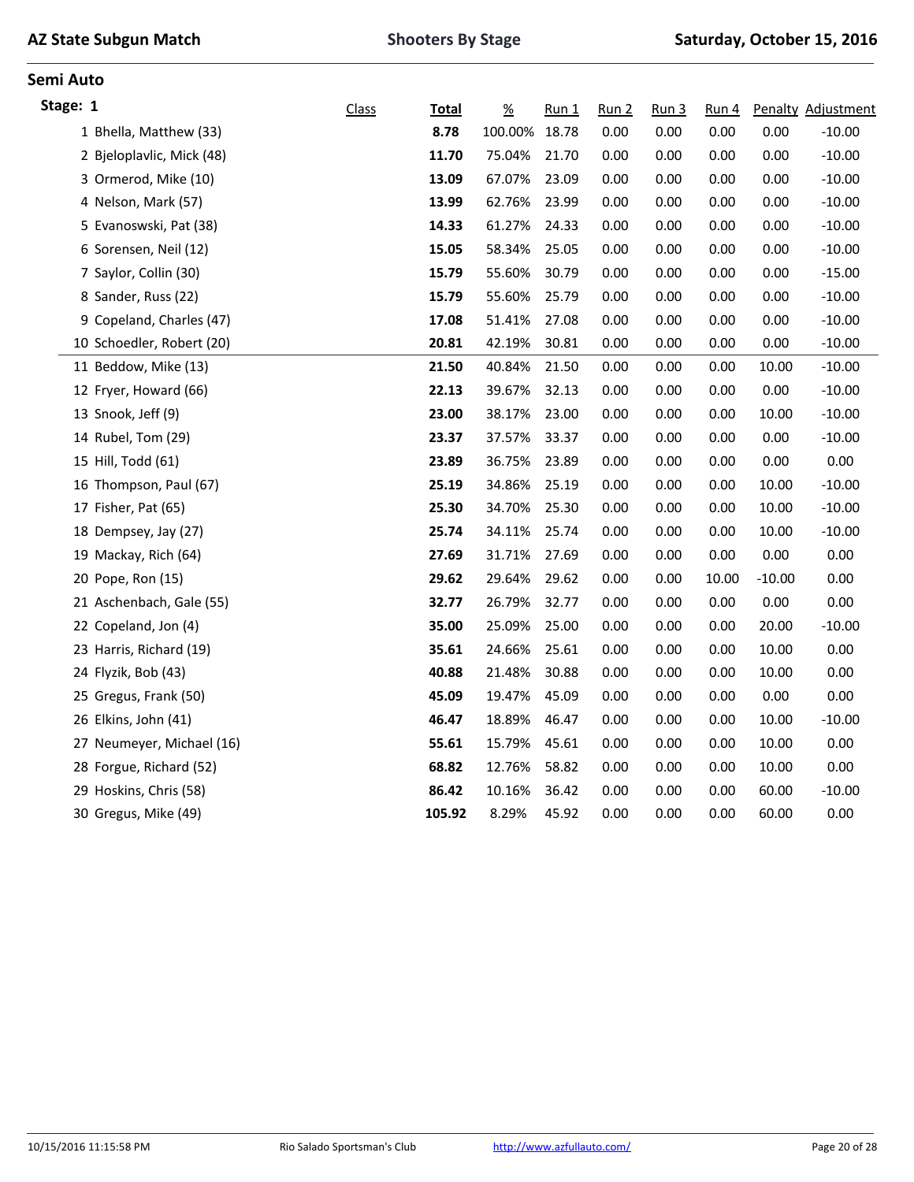## Semi Auto

### Stage: 1

| | Class | Total | % | Run 1 | Run 2 | Run 3 | Run 4 | Penalty | Adjustment |
|---|---|---|---|---|---|---|---|---|---|
| 1 Bhella, Matthew (33) | | **8.78** | 100.00% | 18.78 | 0.00 | 0.00 | 0.00 | 0.00 | -10.00 |
| 2 Bjeloplavlic, Mick (48) | | **11.70** | 75.04% | 21.70 | 0.00 | 0.00 | 0.00 | 0.00 | -10.00 |
| 3 Ormerod, Mike (10) | | **13.09** | 67.07% | 23.09 | 0.00 | 0.00 | 0.00 | 0.00 | -10.00 |
| 4 Nelson, Mark (57) | | **13.99** | 62.76% | 23.99 | 0.00 | 0.00 | 0.00 | 0.00 | -10.00 |
| 5 Evanoswski, Pat (38) | | **14.33** | 61.27% | 24.33 | 0.00 | 0.00 | 0.00 | 0.00 | -10.00 |
| 6 Sorensen, Neil (12) | | **15.05** | 58.34% | 25.05 | 0.00 | 0.00 | 0.00 | 0.00 | -10.00 |
| 7 Saylor, Collin (30) | | **15.79** | 55.60% | 30.79 | 0.00 | 0.00 | 0.00 | 0.00 | -15.00 |
| 8 Sander, Russ (22) | | **15.79** | 55.60% | 25.79 | 0.00 | 0.00 | 0.00 | 0.00 | -10.00 |
| 9 Copeland, Charles (47) | | **17.08** | 51.41% | 27.08 | 0.00 | 0.00 | 0.00 | 0.00 | -10.00 |
| 10 Schoedler, Robert (20) | | **20.81** | 42.19% | 30.81 | 0.00 | 0.00 | 0.00 | 0.00 | -10.00 |
| 11 Beddow, Mike (13) | | **21.50** | 40.84% | 21.50 | 0.00 | 0.00 | 0.00 | 10.00 | -10.00 |
| 12 Fryer, Howard (66) | | **22.13** | 39.67% | 32.13 | 0.00 | 0.00 | 0.00 | 0.00 | -10.00 |
| 13 Snook, Jeff (9) | | **23.00** | 38.17% | 23.00 | 0.00 | 0.00 | 0.00 | 10.00 | -10.00 |
| 14 Rubel, Tom (29) | | **23.37** | 37.57% | 33.37 | 0.00 | 0.00 | 0.00 | 0.00 | -10.00 |
| 15 Hill, Todd (61) | | **23.89** | 36.75% | 23.89 | 0.00 | 0.00 | 0.00 | 0.00 | 0.00 |
| 16 Thompson, Paul (67) | | **25.19** | 34.86% | 25.19 | 0.00 | 0.00 | 0.00 | 10.00 | -10.00 |
| 17 Fisher, Pat (65) | | **25.30** | 34.70% | 25.30 | 0.00 | 0.00 | 0.00 | 10.00 | -10.00 |
| 18 Dempsey, Jay (27) | | **25.74** | 34.11% | 25.74 | 0.00 | 0.00 | 0.00 | 10.00 | -10.00 |
| 19 Mackay, Rich (64) | | **27.69** | 31.71% | 27.69 | 0.00 | 0.00 | 0.00 | 0.00 | 0.00 |
| 20 Pope, Ron (15) | | **29.62** | 29.64% | 29.62 | 0.00 | 0.00 | 10.00 | -10.00 | 0.00 |
| 21 Aschenbach, Gale (55) | | **32.77** | 26.79% | 32.77 | 0.00 | 0.00 | 0.00 | 0.00 | 0.00 |
| 22 Copeland, Jon (4) | | **35.00** | 25.09% | 25.00 | 0.00 | 0.00 | 0.00 | 20.00 | -10.00 |
| 23 Harris, Richard (19) | | **35.61** | 24.66% | 25.61 | 0.00 | 0.00 | 0.00 | 10.00 | 0.00 |
| 24 Flyzik, Bob (43) | | **40.88** | 21.48% | 30.88 | 0.00 | 0.00 | 0.00 | 10.00 | 0.00 |
| 25 Gregus, Frank (50) | | **45.09** | 19.47% | 45.09 | 0.00 | 0.00 | 0.00 | 0.00 | 0.00 |
| 26 Elkins, John (41) | | **46.47** | 18.89% | 46.47 | 0.00 | 0.00 | 0.00 | 10.00 | -10.00 |
| 27 Neumeyer, Michael (16) | | **55.61** | 15.79% | 45.61 | 0.00 | 0.00 | 0.00 | 10.00 | 0.00 |
| 28 Forgue, Richard (52) | | **68.82** | 12.76% | 58.82 | 0.00 | 0.00 | 0.00 | 10.00 | 0.00 |
| 29 Hoskins, Chris (58) | | **86.42** | 10.16% | 36.42 | 0.00 | 0.00 | 0.00 | 60.00 | -10.00 |
| 30 Gregus, Mike (49) | | **105.92** | 8.29% | 45.92 | 0.00 | 0.00 | 0.00 | 60.00 | 0.00 |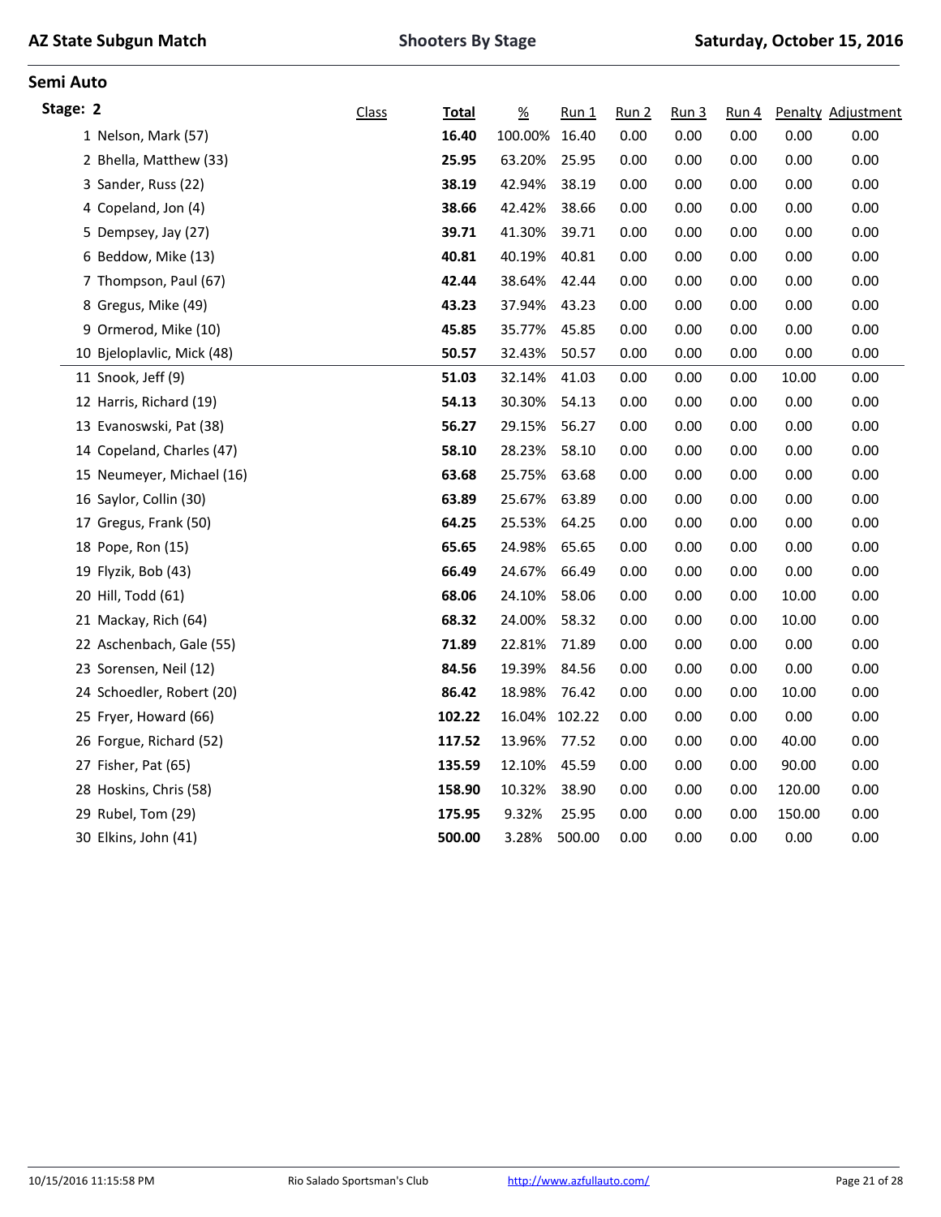# AZ State Subgun Match

**Shooters By Stage**

**Saturday, October 15, 2016**

## Semi Auto

### Stage: 2

| | Class | Total | % | Run 1 | Run 2 | Run 3 | Run 4 | Penalty | Adjustment |
|---|---|---|---|---|---|---|---|---|---|
| 1 Nelson, Mark (57) | | **16.40** | 100.00% | 16.40 | 0.00 | 0.00 | 0.00 | 0.00 | 0.00 |
| 2 Bhella, Matthew (33) | | **25.95** | 63.20% | 25.95 | 0.00 | 0.00 | 0.00 | 0.00 | 0.00 |
| 3 Sander, Russ (22) | | **38.19** | 42.94% | 38.19 | 0.00 | 0.00 | 0.00 | 0.00 | 0.00 |
| 4 Copeland, Jon (4) | | **38.66** | 42.42% | 38.66 | 0.00 | 0.00 | 0.00 | 0.00 | 0.00 |
| 5 Dempsey, Jay (27) | | **39.71** | 41.30% | 39.71 | 0.00 | 0.00 | 0.00 | 0.00 | 0.00 |
| 6 Beddow, Mike (13) | | **40.81** | 40.19% | 40.81 | 0.00 | 0.00 | 0.00 | 0.00 | 0.00 |
| 7 Thompson, Paul (67) | | **42.44** | 38.64% | 42.44 | 0.00 | 0.00 | 0.00 | 0.00 | 0.00 |
| 8 Gregus, Mike (49) | | **43.23** | 37.94% | 43.23 | 0.00 | 0.00 | 0.00 | 0.00 | 0.00 |
| 9 Ormerod, Mike (10) | | **45.85** | 35.77% | 45.85 | 0.00 | 0.00 | 0.00 | 0.00 | 0.00 |
| 10 Bjeloplavlic, Mick (48) | | **50.57** | 32.43% | 50.57 | 0.00 | 0.00 | 0.00 | 0.00 | 0.00 |
| 11 Snook, Jeff (9) | | **51.03** | 32.14% | 41.03 | 0.00 | 0.00 | 0.00 | 10.00 | 0.00 |
| 12 Harris, Richard (19) | | **54.13** | 30.30% | 54.13 | 0.00 | 0.00 | 0.00 | 0.00 | 0.00 |
| 13 Evanoswski, Pat (38) | | **56.27** | 29.15% | 56.27 | 0.00 | 0.00 | 0.00 | 0.00 | 0.00 |
| 14 Copeland, Charles (47) | | **58.10** | 28.23% | 58.10 | 0.00 | 0.00 | 0.00 | 0.00 | 0.00 |
| 15 Neumeyer, Michael (16) | | **63.68** | 25.75% | 63.68 | 0.00 | 0.00 | 0.00 | 0.00 | 0.00 |
| 16 Saylor, Collin (30) | | **63.89** | 25.67% | 63.89 | 0.00 | 0.00 | 0.00 | 0.00 | 0.00 |
| 17 Gregus, Frank (50) | | **64.25** | 25.53% | 64.25 | 0.00 | 0.00 | 0.00 | 0.00 | 0.00 |
| 18 Pope, Ron (15) | | **65.65** | 24.98% | 65.65 | 0.00 | 0.00 | 0.00 | 0.00 | 0.00 |
| 19 Flyzik, Bob (43) | | **66.49** | 24.67% | 66.49 | 0.00 | 0.00 | 0.00 | 0.00 | 0.00 |
| 20 Hill, Todd (61) | | **68.06** | 24.10% | 58.06 | 0.00 | 0.00 | 0.00 | 10.00 | 0.00 |
| 21 Mackay, Rich (64) | | **68.32** | 24.00% | 58.32 | 0.00 | 0.00 | 0.00 | 10.00 | 0.00 |
| 22 Aschenbach, Gale (55) | | **71.89** | 22.81% | 71.89 | 0.00 | 0.00 | 0.00 | 0.00 | 0.00 |
| 23 Sorensen, Neil (12) | | **84.56** | 19.39% | 84.56 | 0.00 | 0.00 | 0.00 | 0.00 | 0.00 |
| 24 Schoedler, Robert (20) | | **86.42** | 18.98% | 76.42 | 0.00 | 0.00 | 0.00 | 10.00 | 0.00 |
| 25 Fryer, Howard (66) | | **102.22** | 16.04% | 102.22 | 0.00 | 0.00 | 0.00 | 0.00 | 0.00 |
| 26 Forgue, Richard (52) | | **117.52** | 13.96% | 77.52 | 0.00 | 0.00 | 0.00 | 40.00 | 0.00 |
| 27 Fisher, Pat (65) | | **135.59** | 12.10% | 45.59 | 0.00 | 0.00 | 0.00 | 90.00 | 0.00 |
| 28 Hoskins, Chris (58) | | **158.90** | 10.32% | 38.90 | 0.00 | 0.00 | 0.00 | 120.00 | 0.00 |
| 29 Rubel, Tom (29) | | **175.95** | 9.32% | 25.95 | 0.00 | 0.00 | 0.00 | 150.00 | 0.00 |
| 30 Elkins, John (41) | | **500.00** | 3.28% | 500.00 | 0.00 | 0.00 | 0.00 | 0.00 | 0.00 |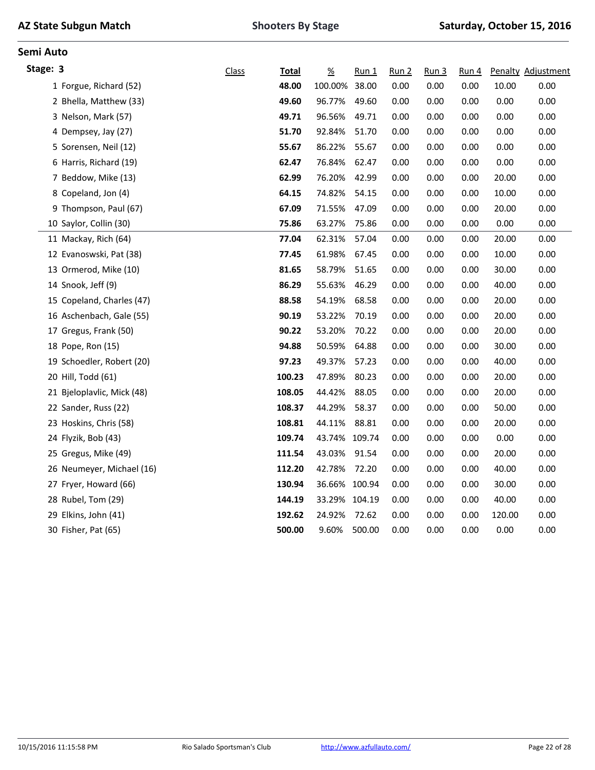## Semi Auto

### Stage: 3

| | Class | Total | % | Run 1 | Run 2 | Run 3 | Run 4 | Penalty | Adjustment |
|---|---|---|---|---|---|---|---|---|---|
| 1 Forgue, Richard (52) | | **48.00** | 100.00% | 38.00 | 0.00 | 0.00 | 0.00 | 10.00 | 0.00 |
| 2 Bhella, Matthew (33) | | **49.60** | 96.77% | 49.60 | 0.00 | 0.00 | 0.00 | 0.00 | 0.00 |
| 3 Nelson, Mark (57) | | **49.71** | 96.56% | 49.71 | 0.00 | 0.00 | 0.00 | 0.00 | 0.00 |
| 4 Dempsey, Jay (27) | | **51.70** | 92.84% | 51.70 | 0.00 | 0.00 | 0.00 | 0.00 | 0.00 |
| 5 Sorensen, Neil (12) | | **55.67** | 86.22% | 55.67 | 0.00 | 0.00 | 0.00 | 0.00 | 0.00 |
| 6 Harris, Richard (19) | | **62.47** | 76.84% | 62.47 | 0.00 | 0.00 | 0.00 | 0.00 | 0.00 |
| 7 Beddow, Mike (13) | | **62.99** | 76.20% | 42.99 | 0.00 | 0.00 | 0.00 | 20.00 | 0.00 |
| 8 Copeland, Jon (4) | | **64.15** | 74.82% | 54.15 | 0.00 | 0.00 | 0.00 | 10.00 | 0.00 |
| 9 Thompson, Paul (67) | | **67.09** | 71.55% | 47.09 | 0.00 | 0.00 | 0.00 | 20.00 | 0.00 |
| 10 Saylor, Collin (30) | | **75.86** | 63.27% | 75.86 | 0.00 | 0.00 | 0.00 | 0.00 | 0.00 |
| 11 Mackay, Rich (64) | | **77.04** | 62.31% | 57.04 | 0.00 | 0.00 | 0.00 | 20.00 | 0.00 |
| 12 Evanoswski, Pat (38) | | **77.45** | 61.98% | 67.45 | 0.00 | 0.00 | 0.00 | 10.00 | 0.00 |
| 13 Ormerod, Mike (10) | | **81.65** | 58.79% | 51.65 | 0.00 | 0.00 | 0.00 | 30.00 | 0.00 |
| 14 Snook, Jeff (9) | | **86.29** | 55.63% | 46.29 | 0.00 | 0.00 | 0.00 | 40.00 | 0.00 |
| 15 Copeland, Charles (47) | | **88.58** | 54.19% | 68.58 | 0.00 | 0.00 | 0.00 | 20.00 | 0.00 |
| 16 Aschenbach, Gale (55) | | **90.19** | 53.22% | 70.19 | 0.00 | 0.00 | 0.00 | 20.00 | 0.00 |
| 17 Gregus, Frank (50) | | **90.22** | 53.20% | 70.22 | 0.00 | 0.00 | 0.00 | 20.00 | 0.00 |
| 18 Pope, Ron (15) | | **94.88** | 50.59% | 64.88 | 0.00 | 0.00 | 0.00 | 30.00 | 0.00 |
| 19 Schoedler, Robert (20) | | **97.23** | 49.37% | 57.23 | 0.00 | 0.00 | 0.00 | 40.00 | 0.00 |
| 20 Hill, Todd (61) | | **100.23** | 47.89% | 80.23 | 0.00 | 0.00 | 0.00 | 20.00 | 0.00 |
| 21 Bjeloplavlic, Mick (48) | | **108.05** | 44.42% | 88.05 | 0.00 | 0.00 | 0.00 | 20.00 | 0.00 |
| 22 Sander, Russ (22) | | **108.37** | 44.29% | 58.37 | 0.00 | 0.00 | 0.00 | 50.00 | 0.00 |
| 23 Hoskins, Chris (58) | | **108.81** | 44.11% | 88.81 | 0.00 | 0.00 | 0.00 | 20.00 | 0.00 |
| 24 Flyzik, Bob (43) | | **109.74** | 43.74% | 109.74 | 0.00 | 0.00 | 0.00 | 0.00 | 0.00 |
| 25 Gregus, Mike (49) | | **111.54** | 43.03% | 91.54 | 0.00 | 0.00 | 0.00 | 20.00 | 0.00 |
| 26 Neumeyer, Michael (16) | | **112.20** | 42.78% | 72.20 | 0.00 | 0.00 | 0.00 | 40.00 | 0.00 |
| 27 Fryer, Howard (66) | | **130.94** | 36.66% | 100.94 | 0.00 | 0.00 | 0.00 | 30.00 | 0.00 |
| 28 Rubel, Tom (29) | | **144.19** | 33.29% | 104.19 | 0.00 | 0.00 | 0.00 | 40.00 | 0.00 |
| 29 Elkins, John (41) | | **192.62** | 24.92% | 72.62 | 0.00 | 0.00 | 0.00 | 120.00 | 0.00 |
| 30 Fisher, Pat (65) | | **500.00** | 9.60% | 500.00 | 0.00 | 0.00 | 0.00 | 0.00 | 0.00 |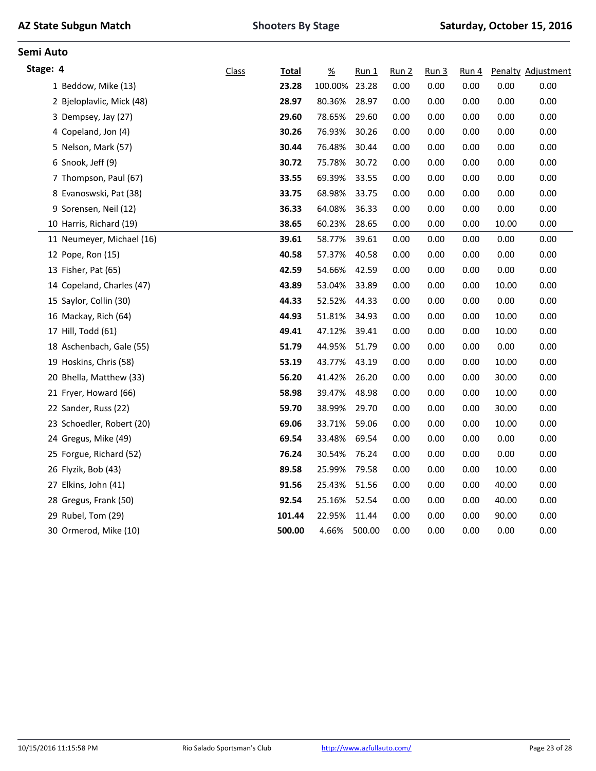## Semi Auto

### Stage: 4

| | Class | Total | % | Run 1 | Run 2 | Run 3 | Run 4 | Penalty | Adjustment |
|---|---|---|---|---|---|---|---|---|---|
| 1 Beddow, Mike (13) | | **23.28** | 100.00% | 23.28 | 0.00 | 0.00 | 0.00 | 0.00 | 0.00 |
| 2 Bjeloplavlic, Mick (48) | | **28.97** | 80.36% | 28.97 | 0.00 | 0.00 | 0.00 | 0.00 | 0.00 |
| 3 Dempsey, Jay (27) | | **29.60** | 78.65% | 29.60 | 0.00 | 0.00 | 0.00 | 0.00 | 0.00 |
| 4 Copeland, Jon (4) | | **30.26** | 76.93% | 30.26 | 0.00 | 0.00 | 0.00 | 0.00 | 0.00 |
| 5 Nelson, Mark (57) | | **30.44** | 76.48% | 30.44 | 0.00 | 0.00 | 0.00 | 0.00 | 0.00 |
| 6 Snook, Jeff (9) | | **30.72** | 75.78% | 30.72 | 0.00 | 0.00 | 0.00 | 0.00 | 0.00 |
| 7 Thompson, Paul (67) | | **33.55** | 69.39% | 33.55 | 0.00 | 0.00 | 0.00 | 0.00 | 0.00 |
| 8 Evanoswski, Pat (38) | | **33.75** | 68.98% | 33.75 | 0.00 | 0.00 | 0.00 | 0.00 | 0.00 |
| 9 Sorensen, Neil (12) | | **36.33** | 64.08% | 36.33 | 0.00 | 0.00 | 0.00 | 0.00 | 0.00 |
| 10 Harris, Richard (19) | | **38.65** | 60.23% | 28.65 | 0.00 | 0.00 | 0.00 | 10.00 | 0.00 |
| 11 Neumeyer, Michael (16) | | **39.61** | 58.77% | 39.61 | 0.00 | 0.00 | 0.00 | 0.00 | 0.00 |
| 12 Pope, Ron (15) | | **40.58** | 57.37% | 40.58 | 0.00 | 0.00 | 0.00 | 0.00 | 0.00 |
| 13 Fisher, Pat (65) | | **42.59** | 54.66% | 42.59 | 0.00 | 0.00 | 0.00 | 0.00 | 0.00 |
| 14 Copeland, Charles (47) | | **43.89** | 53.04% | 33.89 | 0.00 | 0.00 | 0.00 | 10.00 | 0.00 |
| 15 Saylor, Collin (30) | | **44.33** | 52.52% | 44.33 | 0.00 | 0.00 | 0.00 | 0.00 | 0.00 |
| 16 Mackay, Rich (64) | | **44.93** | 51.81% | 34.93 | 0.00 | 0.00 | 0.00 | 10.00 | 0.00 |
| 17 Hill, Todd (61) | | **49.41** | 47.12% | 39.41 | 0.00 | 0.00 | 0.00 | 10.00 | 0.00 |
| 18 Aschenbach, Gale (55) | | **51.79** | 44.95% | 51.79 | 0.00 | 0.00 | 0.00 | 0.00 | 0.00 |
| 19 Hoskins, Chris (58) | | **53.19** | 43.77% | 43.19 | 0.00 | 0.00 | 0.00 | 10.00 | 0.00 |
| 20 Bhella, Matthew (33) | | **56.20** | 41.42% | 26.20 | 0.00 | 0.00 | 0.00 | 30.00 | 0.00 |
| 21 Fryer, Howard (66) | | **58.98** | 39.47% | 48.98 | 0.00 | 0.00 | 0.00 | 10.00 | 0.00 |
| 22 Sander, Russ (22) | | **59.70** | 38.99% | 29.70 | 0.00 | 0.00 | 0.00 | 30.00 | 0.00 |
| 23 Schoedler, Robert (20) | | **69.06** | 33.71% | 59.06 | 0.00 | 0.00 | 0.00 | 10.00 | 0.00 |
| 24 Gregus, Mike (49) | | **69.54** | 33.48% | 69.54 | 0.00 | 0.00 | 0.00 | 0.00 | 0.00 |
| 25 Forgue, Richard (52) | | **76.24** | 30.54% | 76.24 | 0.00 | 0.00 | 0.00 | 0.00 | 0.00 |
| 26 Flyzik, Bob (43) | | **89.58** | 25.99% | 79.58 | 0.00 | 0.00 | 0.00 | 10.00 | 0.00 |
| 27 Elkins, John (41) | | **91.56** | 25.43% | 51.56 | 0.00 | 0.00 | 0.00 | 40.00 | 0.00 |
| 28 Gregus, Frank (50) | | **92.54** | 25.16% | 52.54 | 0.00 | 0.00 | 0.00 | 40.00 | 0.00 |
| 29 Rubel, Tom (29) | | **101.44** | 22.95% | 11.44 | 0.00 | 0.00 | 0.00 | 90.00 | 0.00 |
| 30 Ormerod, Mike (10) | | **500.00** | 4.66% | 500.00 | 0.00 | 0.00 | 0.00 | 0.00 | 0.00 |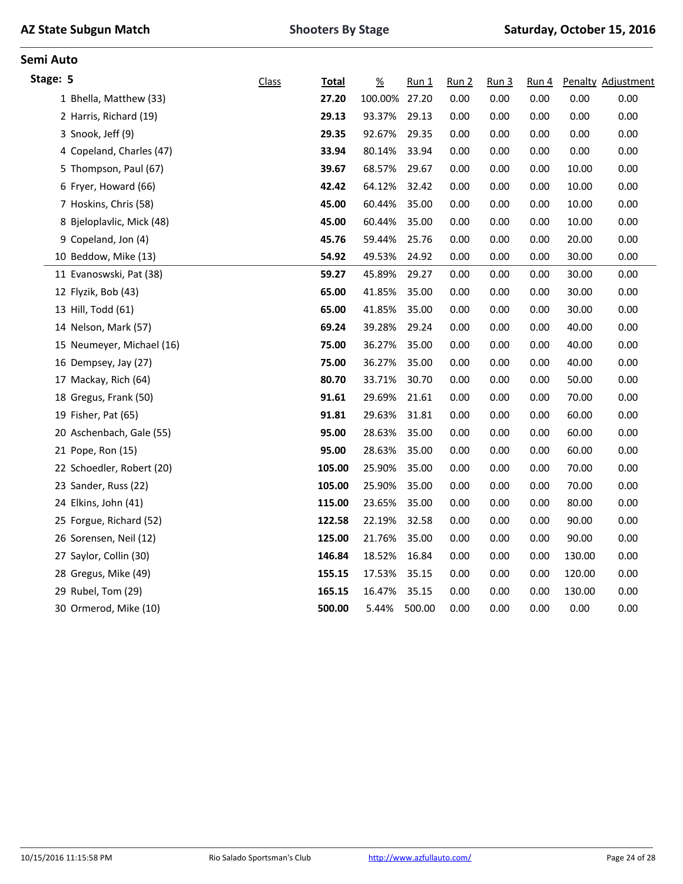# AZ State Subgun Match

**Shooters By Stage**

**Saturday, October 15, 2016**

## Semi Auto

### Stage: 5

| | Class | Total | % | Run 1 | Run 2 | Run 3 | Run 4 | Penalty | Adjustment |
|---|---|---|---|---|---|---|---|---|---|
| 1 Bhella, Matthew (33) | | **27.20** | 100.00% | 27.20 | 0.00 | 0.00 | 0.00 | 0.00 | 0.00 |
| 2 Harris, Richard (19) | | **29.13** | 93.37% | 29.13 | 0.00 | 0.00 | 0.00 | 0.00 | 0.00 |
| 3 Snook, Jeff (9) | | **29.35** | 92.67% | 29.35 | 0.00 | 0.00 | 0.00 | 0.00 | 0.00 |
| 4 Copeland, Charles (47) | | **33.94** | 80.14% | 33.94 | 0.00 | 0.00 | 0.00 | 0.00 | 0.00 |
| 5 Thompson, Paul (67) | | **39.67** | 68.57% | 29.67 | 0.00 | 0.00 | 0.00 | 10.00 | 0.00 |
| 6 Fryer, Howard (66) | | **42.42** | 64.12% | 32.42 | 0.00 | 0.00 | 0.00 | 10.00 | 0.00 |
| 7 Hoskins, Chris (58) | | **45.00** | 60.44% | 35.00 | 0.00 | 0.00 | 0.00 | 10.00 | 0.00 |
| 8 Bjeloplavlic, Mick (48) | | **45.00** | 60.44% | 35.00 | 0.00 | 0.00 | 0.00 | 10.00 | 0.00 |
| 9 Copeland, Jon (4) | | **45.76** | 59.44% | 25.76 | 0.00 | 0.00 | 0.00 | 20.00 | 0.00 |
| 10 Beddow, Mike (13) | | **54.92** | 49.53% | 24.92 | 0.00 | 0.00 | 0.00 | 30.00 | 0.00 |
| 11 Evanoswski, Pat (38) | | **59.27** | 45.89% | 29.27 | 0.00 | 0.00 | 0.00 | 30.00 | 0.00 |
| 12 Flyzik, Bob (43) | | **65.00** | 41.85% | 35.00 | 0.00 | 0.00 | 0.00 | 30.00 | 0.00 |
| 13 Hill, Todd (61) | | **65.00** | 41.85% | 35.00 | 0.00 | 0.00 | 0.00 | 30.00 | 0.00 |
| 14 Nelson, Mark (57) | | **69.24** | 39.28% | 29.24 | 0.00 | 0.00 | 0.00 | 40.00 | 0.00 |
| 15 Neumeyer, Michael (16) | | **75.00** | 36.27% | 35.00 | 0.00 | 0.00 | 0.00 | 40.00 | 0.00 |
| 16 Dempsey, Jay (27) | | **75.00** | 36.27% | 35.00 | 0.00 | 0.00 | 0.00 | 40.00 | 0.00 |
| 17 Mackay, Rich (64) | | **80.70** | 33.71% | 30.70 | 0.00 | 0.00 | 0.00 | 50.00 | 0.00 |
| 18 Gregus, Frank (50) | | **91.61** | 29.69% | 21.61 | 0.00 | 0.00 | 0.00 | 70.00 | 0.00 |
| 19 Fisher, Pat (65) | | **91.81** | 29.63% | 31.81 | 0.00 | 0.00 | 0.00 | 60.00 | 0.00 |
| 20 Aschenbach, Gale (55) | | **95.00** | 28.63% | 35.00 | 0.00 | 0.00 | 0.00 | 60.00 | 0.00 |
| 21 Pope, Ron (15) | | **95.00** | 28.63% | 35.00 | 0.00 | 0.00 | 0.00 | 60.00 | 0.00 |
| 22 Schoedler, Robert (20) | | **105.00** | 25.90% | 35.00 | 0.00 | 0.00 | 0.00 | 70.00 | 0.00 |
| 23 Sander, Russ (22) | | **105.00** | 25.90% | 35.00 | 0.00 | 0.00 | 0.00 | 70.00 | 0.00 |
| 24 Elkins, John (41) | | **115.00** | 23.65% | 35.00 | 0.00 | 0.00 | 0.00 | 80.00 | 0.00 |
| 25 Forgue, Richard (52) | | **122.58** | 22.19% | 32.58 | 0.00 | 0.00 | 0.00 | 90.00 | 0.00 |
| 26 Sorensen, Neil (12) | | **125.00** | 21.76% | 35.00 | 0.00 | 0.00 | 0.00 | 90.00 | 0.00 |
| 27 Saylor, Collin (30) | | **146.84** | 18.52% | 16.84 | 0.00 | 0.00 | 0.00 | 130.00 | 0.00 |
| 28 Gregus, Mike (49) | | **155.15** | 17.53% | 35.15 | 0.00 | 0.00 | 0.00 | 120.00 | 0.00 |
| 29 Rubel, Tom (29) | | **165.15** | 16.47% | 35.15 | 0.00 | 0.00 | 0.00 | 130.00 | 0.00 |
| 30 Ormerod, Mike (10) | | **500.00** | 5.44% | 500.00 | 0.00 | 0.00 | 0.00 | 0.00 | 0.00 |

10/15/2016 11:15:58 PM — Rio Salado Sportsman's Club — http://www.azfullauto.com/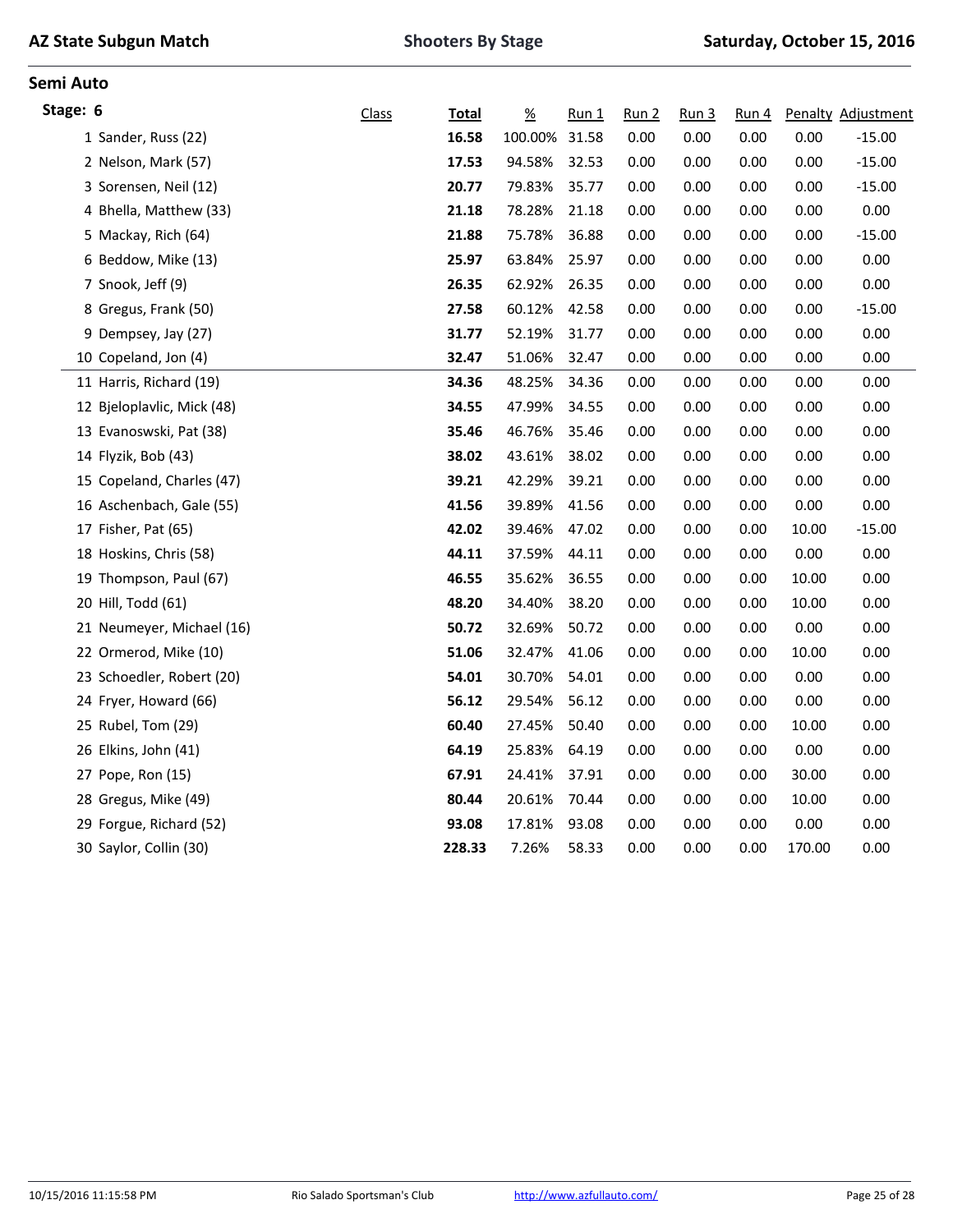AZ State Subgun Match — Shooters By Stage — Saturday, October 15, 2016

## Semi Auto

### Stage: 6

| | Class | Total | % | Run 1 | Run 2 | Run 3 | Run 4 | Penalty | Adjustment |
|---|---|---|---|---|---|---|---|---|---|
| 1 Sander, Russ (22) | | **16.58** | 100.00% | 31.58 | 0.00 | 0.00 | 0.00 | 0.00 | -15.00 |
| 2 Nelson, Mark (57) | | **17.53** | 94.58% | 32.53 | 0.00 | 0.00 | 0.00 | 0.00 | -15.00 |
| 3 Sorensen, Neil (12) | | **20.77** | 79.83% | 35.77 | 0.00 | 0.00 | 0.00 | 0.00 | -15.00 |
| 4 Bhella, Matthew (33) | | **21.18** | 78.28% | 21.18 | 0.00 | 0.00 | 0.00 | 0.00 | 0.00 |
| 5 Mackay, Rich (64) | | **21.88** | 75.78% | 36.88 | 0.00 | 0.00 | 0.00 | 0.00 | -15.00 |
| 6 Beddow, Mike (13) | | **25.97** | 63.84% | 25.97 | 0.00 | 0.00 | 0.00 | 0.00 | 0.00 |
| 7 Snook, Jeff (9) | | **26.35** | 62.92% | 26.35 | 0.00 | 0.00 | 0.00 | 0.00 | 0.00 |
| 8 Gregus, Frank (50) | | **27.58** | 60.12% | 42.58 | 0.00 | 0.00 | 0.00 | 0.00 | -15.00 |
| 9 Dempsey, Jay (27) | | **31.77** | 52.19% | 31.77 | 0.00 | 0.00 | 0.00 | 0.00 | 0.00 |
| 10 Copeland, Jon (4) | | **32.47** | 51.06% | 32.47 | 0.00 | 0.00 | 0.00 | 0.00 | 0.00 |
| 11 Harris, Richard (19) | | **34.36** | 48.25% | 34.36 | 0.00 | 0.00 | 0.00 | 0.00 | 0.00 |
| 12 Bjeloplavlic, Mick (48) | | **34.55** | 47.99% | 34.55 | 0.00 | 0.00 | 0.00 | 0.00 | 0.00 |
| 13 Evanoswski, Pat (38) | | **35.46** | 46.76% | 35.46 | 0.00 | 0.00 | 0.00 | 0.00 | 0.00 |
| 14 Flyzik, Bob (43) | | **38.02** | 43.61% | 38.02 | 0.00 | 0.00 | 0.00 | 0.00 | 0.00 |
| 15 Copeland, Charles (47) | | **39.21** | 42.29% | 39.21 | 0.00 | 0.00 | 0.00 | 0.00 | 0.00 |
| 16 Aschenbach, Gale (55) | | **41.56** | 39.89% | 41.56 | 0.00 | 0.00 | 0.00 | 0.00 | 0.00 |
| 17 Fisher, Pat (65) | | **42.02** | 39.46% | 47.02 | 0.00 | 0.00 | 0.00 | 10.00 | -15.00 |
| 18 Hoskins, Chris (58) | | **44.11** | 37.59% | 44.11 | 0.00 | 0.00 | 0.00 | 0.00 | 0.00 |
| 19 Thompson, Paul (67) | | **46.55** | 35.62% | 36.55 | 0.00 | 0.00 | 0.00 | 10.00 | 0.00 |
| 20 Hill, Todd (61) | | **48.20** | 34.40% | 38.20 | 0.00 | 0.00 | 0.00 | 10.00 | 0.00 |
| 21 Neumeyer, Michael (16) | | **50.72** | 32.69% | 50.72 | 0.00 | 0.00 | 0.00 | 0.00 | 0.00 |
| 22 Ormerod, Mike (10) | | **51.06** | 32.47% | 41.06 | 0.00 | 0.00 | 0.00 | 10.00 | 0.00 |
| 23 Schoedler, Robert (20) | | **54.01** | 30.70% | 54.01 | 0.00 | 0.00 | 0.00 | 0.00 | 0.00 |
| 24 Fryer, Howard (66) | | **56.12** | 29.54% | 56.12 | 0.00 | 0.00 | 0.00 | 0.00 | 0.00 |
| 25 Rubel, Tom (29) | | **60.40** | 27.45% | 50.40 | 0.00 | 0.00 | 0.00 | 10.00 | 0.00 |
| 26 Elkins, John (41) | | **64.19** | 25.83% | 64.19 | 0.00 | 0.00 | 0.00 | 0.00 | 0.00 |
| 27 Pope, Ron (15) | | **67.91** | 24.41% | 37.91 | 0.00 | 0.00 | 0.00 | 30.00 | 0.00 |
| 28 Gregus, Mike (49) | | **80.44** | 20.61% | 70.44 | 0.00 | 0.00 | 0.00 | 10.00 | 0.00 |
| 29 Forgue, Richard (52) | | **93.08** | 17.81% | 93.08 | 0.00 | 0.00 | 0.00 | 0.00 | 0.00 |
| 30 Saylor, Collin (30) | | **228.33** | 7.26% | 58.33 | 0.00 | 0.00 | 0.00 | 170.00 | 0.00 |

10/15/2016 11:15:58 PM — Rio Salado Sportsman's Club — http://www.azfullauto.com/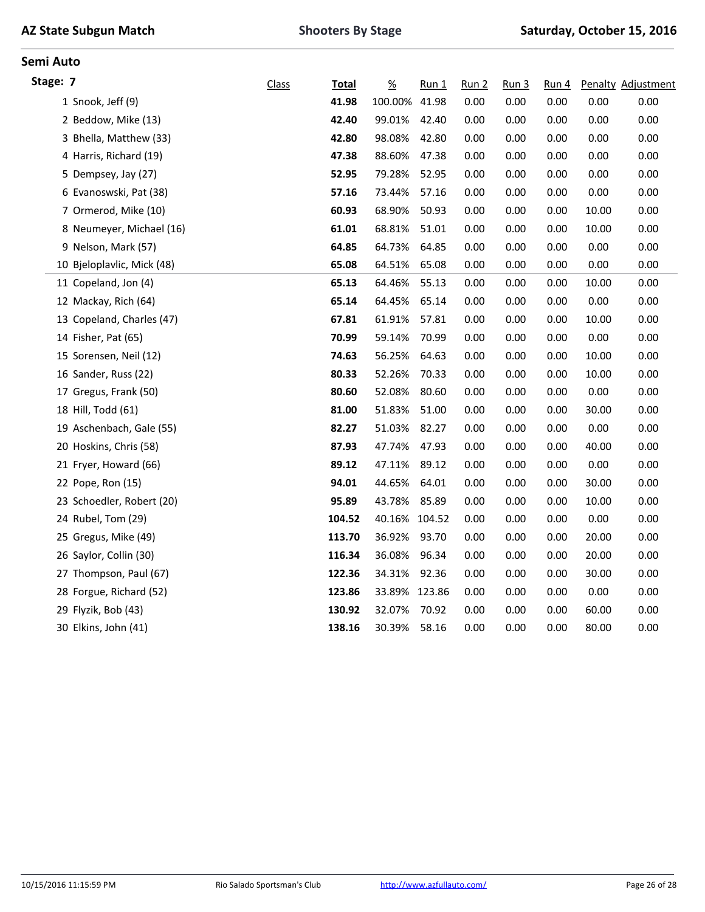## Semi Auto

### Stage: 7

| | Class | Total | % | Run 1 | Run 2 | Run 3 | Run 4 | Penalty | Adjustment |
|---|---|---|---|---|---|---|---|---|---|
| 1 Snook, Jeff (9) | | **41.98** | 100.00% | 41.98 | 0.00 | 0.00 | 0.00 | 0.00 | 0.00 |
| 2 Beddow, Mike (13) | | **42.40** | 99.01% | 42.40 | 0.00 | 0.00 | 0.00 | 0.00 | 0.00 |
| 3 Bhella, Matthew (33) | | **42.80** | 98.08% | 42.80 | 0.00 | 0.00 | 0.00 | 0.00 | 0.00 |
| 4 Harris, Richard (19) | | **47.38** | 88.60% | 47.38 | 0.00 | 0.00 | 0.00 | 0.00 | 0.00 |
| 5 Dempsey, Jay (27) | | **52.95** | 79.28% | 52.95 | 0.00 | 0.00 | 0.00 | 0.00 | 0.00 |
| 6 Evanoswski, Pat (38) | | **57.16** | 73.44% | 57.16 | 0.00 | 0.00 | 0.00 | 0.00 | 0.00 |
| 7 Ormerod, Mike (10) | | **60.93** | 68.90% | 50.93 | 0.00 | 0.00 | 0.00 | 10.00 | 0.00 |
| 8 Neumeyer, Michael (16) | | **61.01** | 68.81% | 51.01 | 0.00 | 0.00 | 0.00 | 10.00 | 0.00 |
| 9 Nelson, Mark (57) | | **64.85** | 64.73% | 64.85 | 0.00 | 0.00 | 0.00 | 0.00 | 0.00 |
| 10 Bjeloplavlic, Mick (48) | | **65.08** | 64.51% | 65.08 | 0.00 | 0.00 | 0.00 | 0.00 | 0.00 |
| 11 Copeland, Jon (4) | | **65.13** | 64.46% | 55.13 | 0.00 | 0.00 | 0.00 | 10.00 | 0.00 |
| 12 Mackay, Rich (64) | | **65.14** | 64.45% | 65.14 | 0.00 | 0.00 | 0.00 | 0.00 | 0.00 |
| 13 Copeland, Charles (47) | | **67.81** | 61.91% | 57.81 | 0.00 | 0.00 | 0.00 | 10.00 | 0.00 |
| 14 Fisher, Pat (65) | | **70.99** | 59.14% | 70.99 | 0.00 | 0.00 | 0.00 | 0.00 | 0.00 |
| 15 Sorensen, Neil (12) | | **74.63** | 56.25% | 64.63 | 0.00 | 0.00 | 0.00 | 10.00 | 0.00 |
| 16 Sander, Russ (22) | | **80.33** | 52.26% | 70.33 | 0.00 | 0.00 | 0.00 | 10.00 | 0.00 |
| 17 Gregus, Frank (50) | | **80.60** | 52.08% | 80.60 | 0.00 | 0.00 | 0.00 | 0.00 | 0.00 |
| 18 Hill, Todd (61) | | **81.00** | 51.83% | 51.00 | 0.00 | 0.00 | 0.00 | 30.00 | 0.00 |
| 19 Aschenbach, Gale (55) | | **82.27** | 51.03% | 82.27 | 0.00 | 0.00 | 0.00 | 0.00 | 0.00 |
| 20 Hoskins, Chris (58) | | **87.93** | 47.74% | 47.93 | 0.00 | 0.00 | 0.00 | 40.00 | 0.00 |
| 21 Fryer, Howard (66) | | **89.12** | 47.11% | 89.12 | 0.00 | 0.00 | 0.00 | 0.00 | 0.00 |
| 22 Pope, Ron (15) | | **94.01** | 44.65% | 64.01 | 0.00 | 0.00 | 0.00 | 30.00 | 0.00 |
| 23 Schoedler, Robert (20) | | **95.89** | 43.78% | 85.89 | 0.00 | 0.00 | 0.00 | 10.00 | 0.00 |
| 24 Rubel, Tom (29) | | **104.52** | 40.16% | 104.52 | 0.00 | 0.00 | 0.00 | 0.00 | 0.00 |
| 25 Gregus, Mike (49) | | **113.70** | 36.92% | 93.70 | 0.00 | 0.00 | 0.00 | 20.00 | 0.00 |
| 26 Saylor, Collin (30) | | **116.34** | 36.08% | 96.34 | 0.00 | 0.00 | 0.00 | 20.00 | 0.00 |
| 27 Thompson, Paul (67) | | **122.36** | 34.31% | 92.36 | 0.00 | 0.00 | 0.00 | 30.00 | 0.00 |
| 28 Forgue, Richard (52) | | **123.86** | 33.89% | 123.86 | 0.00 | 0.00 | 0.00 | 0.00 | 0.00 |
| 29 Flyzik, Bob (43) | | **130.92** | 32.07% | 70.92 | 0.00 | 0.00 | 0.00 | 60.00 | 0.00 |
| 30 Elkins, John (41) | | **138.16** | 30.39% | 58.16 | 0.00 | 0.00 | 0.00 | 80.00 | 0.00 |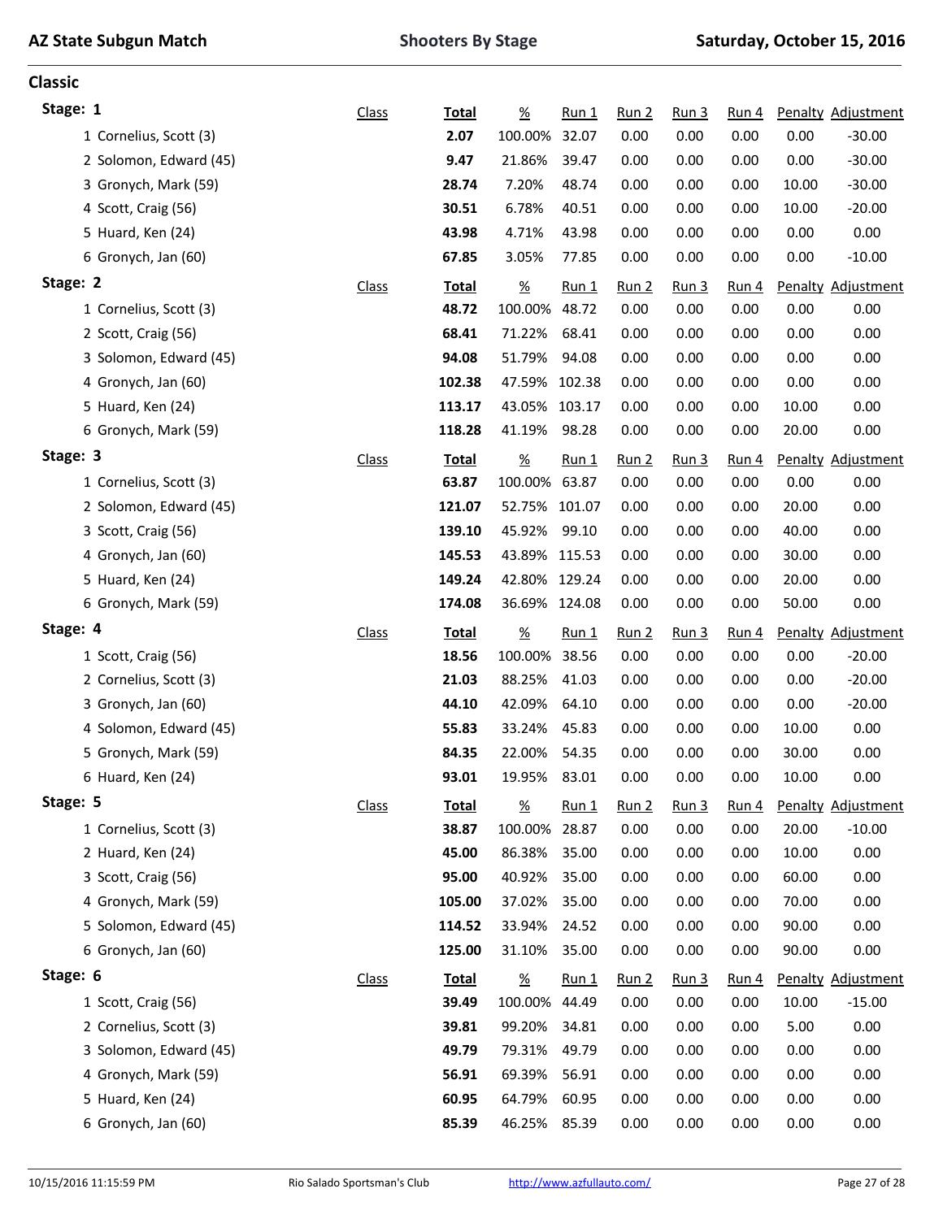# AZ State Subgun Match

**Shooters By Stage** — **Saturday, October 15, 2016**

## Classic

### Stage: 1

| | Class | Total | % | Run 1 | Run 2 | Run 3 | Run 4 | Penalty | Adjustment |
|---|---|---|---|---|---|---|---|---|---|
| 1 Cornelius, Scott (3) | | **2.07** | 100.00% | 32.07 | 0.00 | 0.00 | 0.00 | 0.00 | -30.00 |
| 2 Solomon, Edward (45) | | **9.47** | 21.86% | 39.47 | 0.00 | 0.00 | 0.00 | 0.00 | -30.00 |
| 3 Gronych, Mark (59) | | **28.74** | 7.20% | 48.74 | 0.00 | 0.00 | 0.00 | 10.00 | -30.00 |
| 4 Scott, Craig (56) | | **30.51** | 6.78% | 40.51 | 0.00 | 0.00 | 0.00 | 10.00 | -20.00 |
| 5 Huard, Ken (24) | | **43.98** | 4.71% | 43.98 | 0.00 | 0.00 | 0.00 | 0.00 | 0.00 |
| 6 Gronych, Jan (60) | | **67.85** | 3.05% | 77.85 | 0.00 | 0.00 | 0.00 | 0.00 | -10.00 |

### Stage: 2

| | Class | Total | % | Run 1 | Run 2 | Run 3 | Run 4 | Penalty | Adjustment |
|---|---|---|---|---|---|---|---|---|---|
| 1 Cornelius, Scott (3) | | **48.72** | 100.00% | 48.72 | 0.00 | 0.00 | 0.00 | 0.00 | 0.00 |
| 2 Scott, Craig (56) | | **68.41** | 71.22% | 68.41 | 0.00 | 0.00 | 0.00 | 0.00 | 0.00 |
| 3 Solomon, Edward (45) | | **94.08** | 51.79% | 94.08 | 0.00 | 0.00 | 0.00 | 0.00 | 0.00 |
| 4 Gronych, Jan (60) | | **102.38** | 47.59% | 102.38 | 0.00 | 0.00 | 0.00 | 0.00 | 0.00 |
| 5 Huard, Ken (24) | | **113.17** | 43.05% | 103.17 | 0.00 | 0.00 | 0.00 | 10.00 | 0.00 |
| 6 Gronych, Mark (59) | | **118.28** | 41.19% | 98.28 | 0.00 | 0.00 | 0.00 | 20.00 | 0.00 |

### Stage: 3

| | Class | Total | % | Run 1 | Run 2 | Run 3 | Run 4 | Penalty | Adjustment |
|---|---|---|---|---|---|---|---|---|---|
| 1 Cornelius, Scott (3) | | **63.87** | 100.00% | 63.87 | 0.00 | 0.00 | 0.00 | 0.00 | 0.00 |
| 2 Solomon, Edward (45) | | **121.07** | 52.75% | 101.07 | 0.00 | 0.00 | 0.00 | 20.00 | 0.00 |
| 3 Scott, Craig (56) | | **139.10** | 45.92% | 99.10 | 0.00 | 0.00 | 0.00 | 40.00 | 0.00 |
| 4 Gronych, Jan (60) | | **145.53** | 43.89% | 115.53 | 0.00 | 0.00 | 0.00 | 30.00 | 0.00 |
| 5 Huard, Ken (24) | | **149.24** | 42.80% | 129.24 | 0.00 | 0.00 | 0.00 | 20.00 | 0.00 |
| 6 Gronych, Mark (59) | | **174.08** | 36.69% | 124.08 | 0.00 | 0.00 | 0.00 | 50.00 | 0.00 |

### Stage: 4

| | Class | Total | % | Run 1 | Run 2 | Run 3 | Run 4 | Penalty | Adjustment |
|---|---|---|---|---|---|---|---|---|---|
| 1 Scott, Craig (56) | | **18.56** | 100.00% | 38.56 | 0.00 | 0.00 | 0.00 | 0.00 | -20.00 |
| 2 Cornelius, Scott (3) | | **21.03** | 88.25% | 41.03 | 0.00 | 0.00 | 0.00 | 0.00 | -20.00 |
| 3 Gronych, Jan (60) | | **44.10** | 42.09% | 64.10 | 0.00 | 0.00 | 0.00 | 0.00 | -20.00 |
| 4 Solomon, Edward (45) | | **55.83** | 33.24% | 45.83 | 0.00 | 0.00 | 0.00 | 10.00 | 0.00 |
| 5 Gronych, Mark (59) | | **84.35** | 22.00% | 54.35 | 0.00 | 0.00 | 0.00 | 30.00 | 0.00 |
| 6 Huard, Ken (24) | | **93.01** | 19.95% | 83.01 | 0.00 | 0.00 | 0.00 | 10.00 | 0.00 |

### Stage: 5

| | Class | Total | % | Run 1 | Run 2 | Run 3 | Run 4 | Penalty | Adjustment |
|---|---|---|---|---|---|---|---|---|---|
| 1 Cornelius, Scott (3) | | **38.87** | 100.00% | 28.87 | 0.00 | 0.00 | 0.00 | 20.00 | -10.00 |
| 2 Huard, Ken (24) | | **45.00** | 86.38% | 35.00 | 0.00 | 0.00 | 0.00 | 10.00 | 0.00 |
| 3 Scott, Craig (56) | | **95.00** | 40.92% | 35.00 | 0.00 | 0.00 | 0.00 | 60.00 | 0.00 |
| 4 Gronych, Mark (59) | | **105.00** | 37.02% | 35.00 | 0.00 | 0.00 | 0.00 | 70.00 | 0.00 |
| 5 Solomon, Edward (45) | | **114.52** | 33.94% | 24.52 | 0.00 | 0.00 | 0.00 | 90.00 | 0.00 |
| 6 Gronych, Jan (60) | | **125.00** | 31.10% | 35.00 | 0.00 | 0.00 | 0.00 | 90.00 | 0.00 |

### Stage: 6

| | Class | Total | % | Run 1 | Run 2 | Run 3 | Run 4 | Penalty | Adjustment |
|---|---|---|---|---|---|---|---|---|---|
| 1 Scott, Craig (56) | | **39.49** | 100.00% | 44.49 | 0.00 | 0.00 | 0.00 | 10.00 | -15.00 |
| 2 Cornelius, Scott (3) | | **39.81** | 99.20% | 34.81 | 0.00 | 0.00 | 0.00 | 5.00 | 0.00 |
| 3 Solomon, Edward (45) | | **49.79** | 79.31% | 49.79 | 0.00 | 0.00 | 0.00 | 0.00 | 0.00 |
| 4 Gronych, Mark (59) | | **56.91** | 69.39% | 56.91 | 0.00 | 0.00 | 0.00 | 0.00 | 0.00 |
| 5 Huard, Ken (24) | | **60.95** | 64.79% | 60.95 | 0.00 | 0.00 | 0.00 | 0.00 | 0.00 |
| 6 Gronych, Jan (60) | | **85.39** | 46.25% | 85.39 | 0.00 | 0.00 | 0.00 | 0.00 | 0.00 |

10/15/2016 11:15:59 PM — Rio Salado Sportsman's Club — http://www.azfullauto.com/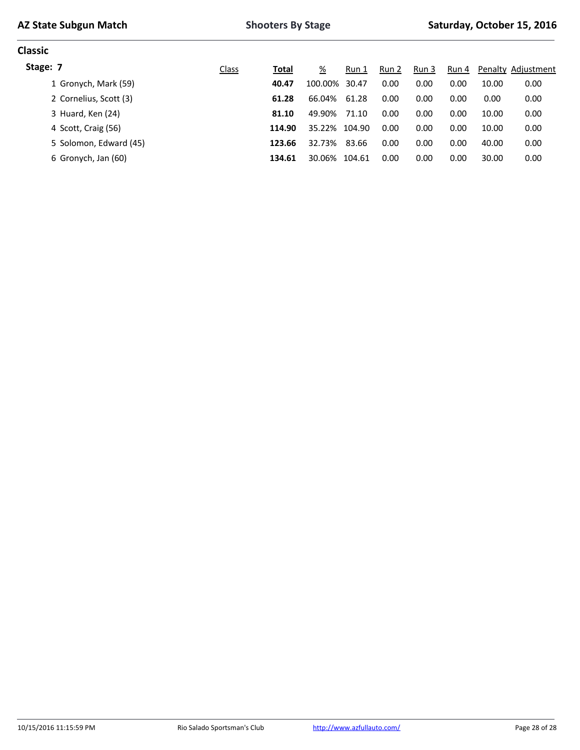## Classic

### Stage: 7

| | Class | Total | % | Run 1 | Run 2 | Run 3 | Run 4 | Penalty | Adjustment |
|---|---|---|---|---|---|---|---|---|---|
| 1 Gronych, Mark (59) | | **40.47** | 100.00% | 30.47 | 0.00 | 0.00 | 0.00 | 10.00 | 0.00 |
| 2 Cornelius, Scott (3) | | **61.28** | 66.04% | 61.28 | 0.00 | 0.00 | 0.00 | 0.00 | 0.00 |
| 3 Huard, Ken (24) | | **81.10** | 49.90% | 71.10 | 0.00 | 0.00 | 0.00 | 10.00 | 0.00 |
| 4 Scott, Craig (56) | | **114.90** | 35.22% | 104.90 | 0.00 | 0.00 | 0.00 | 10.00 | 0.00 |
| 5 Solomon, Edward (45) | | **123.66** | 32.73% | 83.66 | 0.00 | 0.00 | 0.00 | 40.00 | 0.00 |
| 6 Gronych, Jan (60) | | **134.61** | 30.06% | 104.61 | 0.00 | 0.00 | 0.00 | 30.00 | 0.00 |